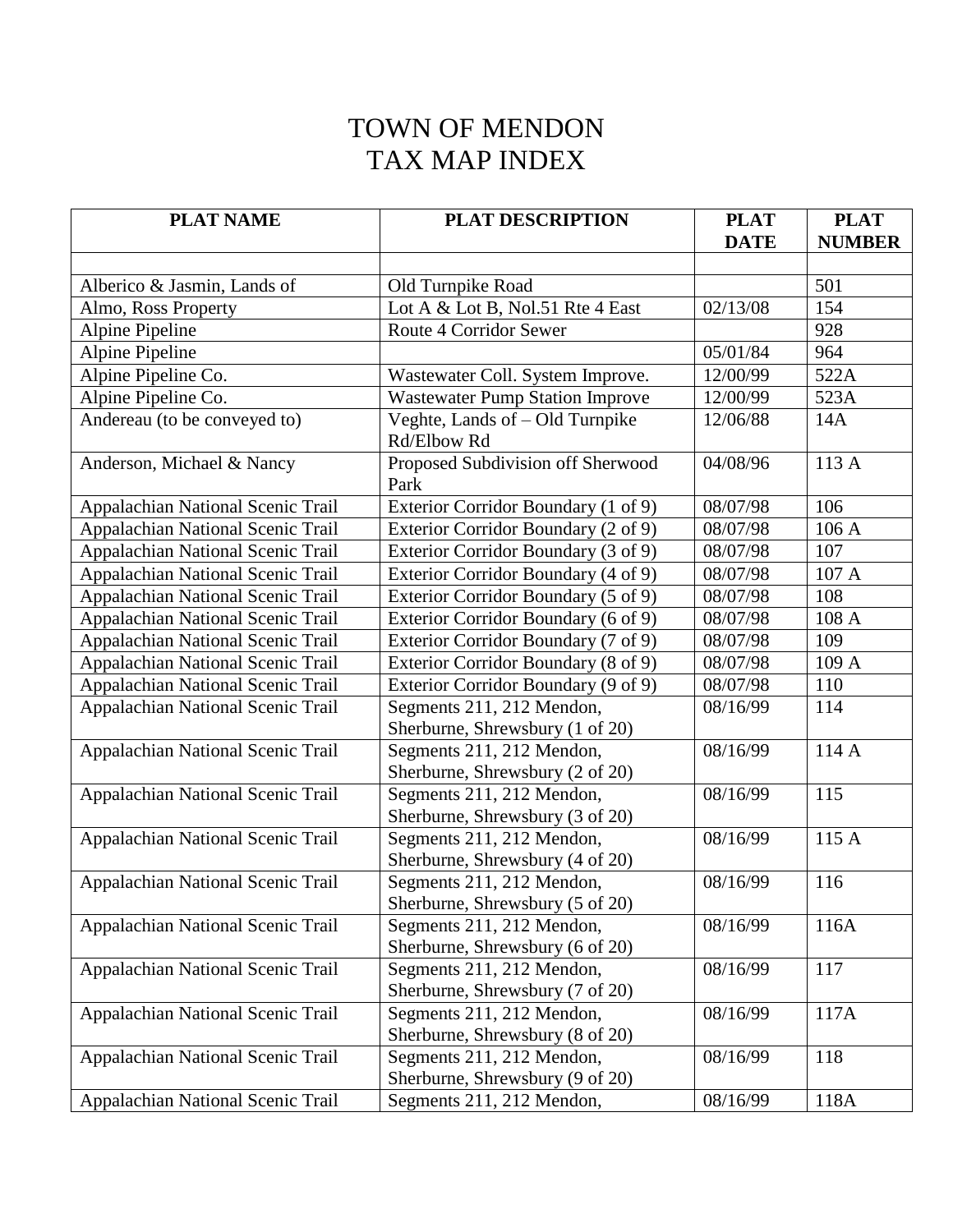# TOWN OF MENDON
# TAX MAP INDEX

| PLAT NAME | PLAT DESCRIPTION | PLAT DATE | PLAT NUMBER |
|---|---|---|---|
| | | | |
| Alberico & Jasmin, Lands of | Old Turnpike Road | | 501 |
| Almo, Ross Property | Lot A & Lot B, Nol.51 Rte 4 East | 02/13/08 | 154 |
| Alpine Pipeline | Route 4 Corridor Sewer | | 928 |
| Alpine Pipeline | | 05/01/84 | 964 |
| Alpine Pipeline Co. | Wastewater Coll. System Improve. | 12/00/99 | 522A |
| Alpine Pipeline Co. | Wastewater Pump Station Improve | 12/00/99 | 523A |
| Andereau (to be conveyed to) | Veghte, Lands of – Old Turnpike Rd/Elbow Rd | 12/06/88 | 14A |
| Anderson, Michael & Nancy | Proposed Subdivision off Sherwood Park | 04/08/96 | 113 A |
| Appalachian National Scenic Trail | Exterior Corridor Boundary (1 of 9) | 08/07/98 | 106 |
| Appalachian National Scenic Trail | Exterior Corridor Boundary (2 of 9) | 08/07/98 | 106 A |
| Appalachian National Scenic Trail | Exterior Corridor Boundary (3 of 9) | 08/07/98 | 107 |
| Appalachian National Scenic Trail | Exterior Corridor Boundary (4 of 9) | 08/07/98 | 107 A |
| Appalachian National Scenic Trail | Exterior Corridor Boundary (5 of 9) | 08/07/98 | 108 |
| Appalachian National Scenic Trail | Exterior Corridor Boundary (6 of 9) | 08/07/98 | 108 A |
| Appalachian National Scenic Trail | Exterior Corridor Boundary (7 of 9) | 08/07/98 | 109 |
| Appalachian National Scenic Trail | Exterior Corridor Boundary (8 of 9) | 08/07/98 | 109 A |
| Appalachian National Scenic Trail | Exterior Corridor Boundary (9 of 9) | 08/07/98 | 110 |
| Appalachian National Scenic Trail | Segments 211, 212 Mendon, Sherburne, Shrewsbury (1 of 20) | 08/16/99 | 114 |
| Appalachian National Scenic Trail | Segments 211, 212 Mendon, Sherburne, Shrewsbury (2 of 20) | 08/16/99 | 114 A |
| Appalachian National Scenic Trail | Segments 211, 212 Mendon, Sherburne, Shrewsbury (3 of 20) | 08/16/99 | 115 |
| Appalachian National Scenic Trail | Segments 211, 212 Mendon, Sherburne, Shrewsbury (4 of 20) | 08/16/99 | 115 A |
| Appalachian National Scenic Trail | Segments 211, 212 Mendon, Sherburne, Shrewsbury (5 of 20) | 08/16/99 | 116 |
| Appalachian National Scenic Trail | Segments 211, 212 Mendon, Sherburne, Shrewsbury (6 of 20) | 08/16/99 | 116A |
| Appalachian National Scenic Trail | Segments 211, 212 Mendon, Sherburne, Shrewsbury (7 of 20) | 08/16/99 | 117 |
| Appalachian National Scenic Trail | Segments 211, 212 Mendon, Sherburne, Shrewsbury (8 of 20) | 08/16/99 | 117A |
| Appalachian National Scenic Trail | Segments 211, 212 Mendon, Sherburne, Shrewsbury (9 of 20) | 08/16/99 | 118 |
| Appalachian National Scenic Trail | Segments 211, 212 Mendon, | 08/16/99 | 118A |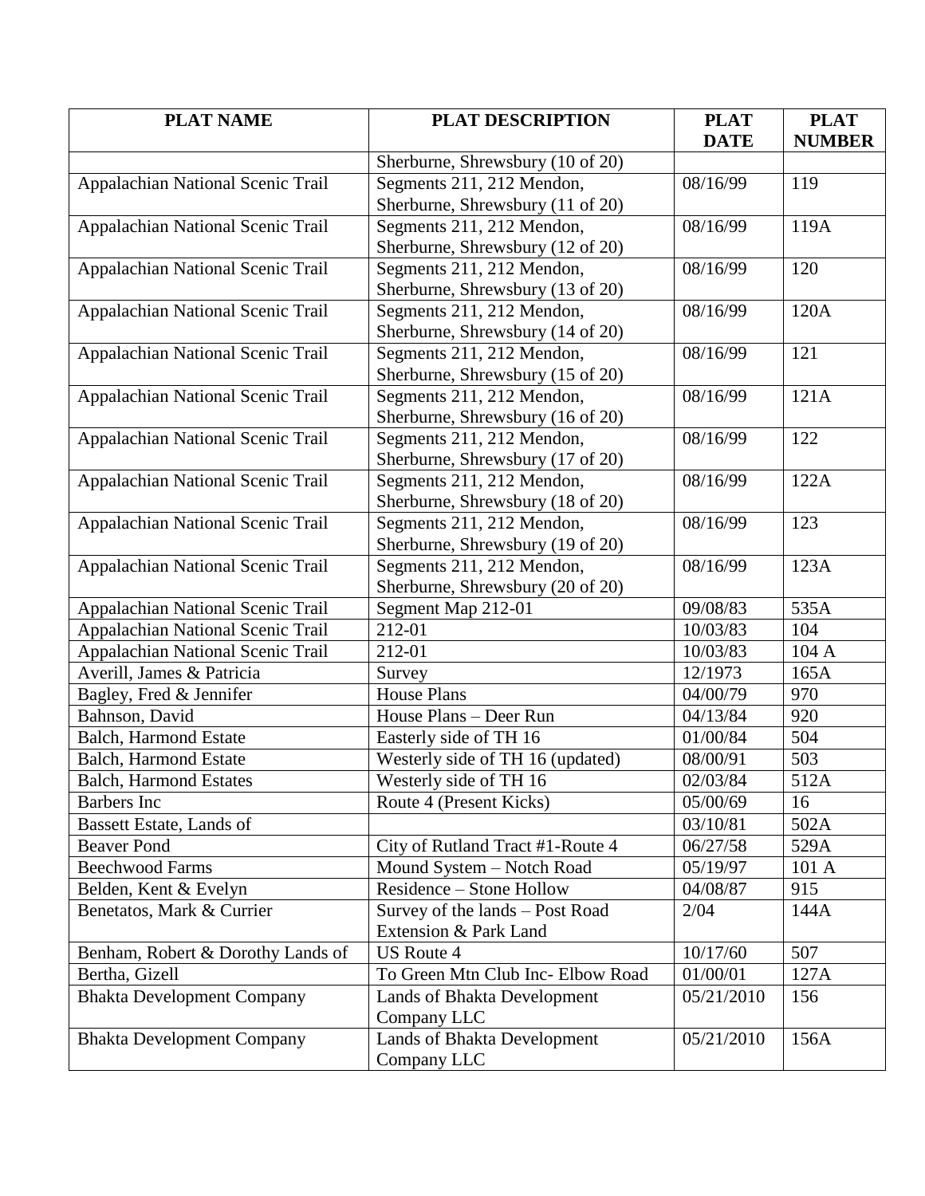| PLAT NAME | PLAT DESCRIPTION | PLAT DATE | PLAT NUMBER |
|---|---|---|---|
| | Sherburne, Shrewsbury (10 of 20) | | |
| Appalachian National Scenic Trail | Segments 211, 212 Mendon, Sherburne, Shrewsbury (11 of 20) | 08/16/99 | 119 |
| Appalachian National Scenic Trail | Segments 211, 212 Mendon, Sherburne, Shrewsbury (12 of 20) | 08/16/99 | 119A |
| Appalachian National Scenic Trail | Segments 211, 212 Mendon, Sherburne, Shrewsbury (13 of 20) | 08/16/99 | 120 |
| Appalachian National Scenic Trail | Segments 211, 212 Mendon, Sherburne, Shrewsbury (14 of 20) | 08/16/99 | 120A |
| Appalachian National Scenic Trail | Segments 211, 212 Mendon, Sherburne, Shrewsbury (15 of 20) | 08/16/99 | 121 |
| Appalachian National Scenic Trail | Segments 211, 212 Mendon, Sherburne, Shrewsbury (16 of 20) | 08/16/99 | 121A |
| Appalachian National Scenic Trail | Segments 211, 212 Mendon, Sherburne, Shrewsbury (17 of 20) | 08/16/99 | 122 |
| Appalachian National Scenic Trail | Segments 211, 212 Mendon, Sherburne, Shrewsbury (18 of 20) | 08/16/99 | 122A |
| Appalachian National Scenic Trail | Segments 211, 212 Mendon, Sherburne, Shrewsbury (19 of 20) | 08/16/99 | 123 |
| Appalachian National Scenic Trail | Segments 211, 212 Mendon, Sherburne, Shrewsbury (20 of 20) | 08/16/99 | 123A |
| Appalachian National Scenic Trail | Segment Map 212-01 | 09/08/83 | 535A |
| Appalachian National Scenic Trail | 212-01 | 10/03/83 | 104 |
| Appalachian National Scenic Trail | 212-01 | 10/03/83 | 104 A |
| Averill, James & Patricia | Survey | 12/1973 | 165A |
| Bagley, Fred & Jennifer | House Plans | 04/00/79 | 970 |
| Bahnson, David | House Plans – Deer Run | 04/13/84 | 920 |
| Balch, Harmond Estate | Easterly side of TH 16 | 01/00/84 | 504 |
| Balch, Harmond Estate | Westerly side of TH 16 (updated) | 08/00/91 | 503 |
| Balch, Harmond Estates | Westerly side of TH 16 | 02/03/84 | 512A |
| Barbers Inc | Route 4 (Present Kicks) | 05/00/69 | 16 |
| Bassett Estate, Lands of | | 03/10/81 | 502A |
| Beaver Pond | City of Rutland Tract #1-Route 4 | 06/27/58 | 529A |
| Beechwood Farms | Mound System – Notch Road | 05/19/97 | 101 A |
| Belden, Kent & Evelyn | Residence – Stone Hollow | 04/08/87 | 915 |
| Benetatos, Mark & Currier | Survey of the lands – Post Road Extension & Park Land | 2/04 | 144A |
| Benham, Robert & Dorothy Lands of | US Route 4 | 10/17/60 | 507 |
| Bertha, Gizell | To Green Mtn Club Inc- Elbow Road | 01/00/01 | 127A |
| Bhakta Development Company | Lands of Bhakta Development Company LLC | 05/21/2010 | 156 |
| Bhakta Development Company | Lands of Bhakta Development Company LLC | 05/21/2010 | 156A |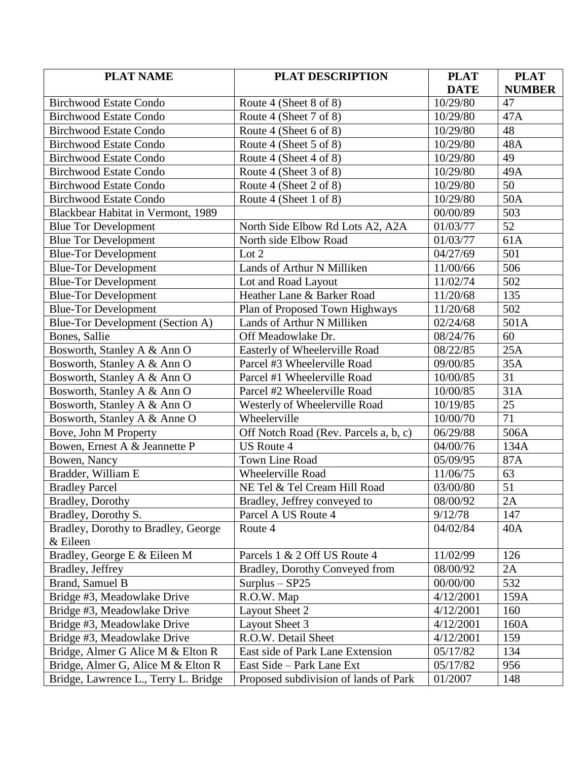| PLAT NAME | PLAT DESCRIPTION | PLAT DATE | PLAT NUMBER |
|---|---|---|---|
| Birchwood Estate Condo | Route 4 (Sheet 8 of 8) | 10/29/80 | 47 |
| Birchwood Estate Condo | Route 4 (Sheet 7 of 8) | 10/29/80 | 47A |
| Birchwood Estate Condo | Route 4 (Sheet 6 of 8) | 10/29/80 | 48 |
| Birchwood Estate Condo | Route 4 (Sheet 5 of 8) | 10/29/80 | 48A |
| Birchwood Estate Condo | Route 4 (Sheet 4 of 8) | 10/29/80 | 49 |
| Birchwood Estate Condo | Route 4 (Sheet 3 of 8) | 10/29/80 | 49A |
| Birchwood Estate Condo | Route 4 (Sheet 2 of 8) | 10/29/80 | 50 |
| Birchwood Estate Condo | Route 4 (Sheet 1 of 8) | 10/29/80 | 50A |
| Blackbear Habitat in Vermont, 1989 | | 00/00/89 | 503 |
| Blue Tor Development | North Side Elbow Rd Lots A2, A2A | 01/03/77 | 52 |
| Blue Tor Development | North side Elbow Road | 01/03/77 | 61A |
| Blue-Tor Development | Lot 2 | 04/27/69 | 501 |
| Blue-Tor Development | Lands of Arthur N Milliken | 11/00/66 | 506 |
| Blue-Tor Development | Lot and Road Layout | 11/02/74 | 502 |
| Blue-Tor Development | Heather Lane & Barker Road | 11/20/68 | 135 |
| Blue-Tor Development | Plan of Proposed Town Highways | 11/20/68 | 502 |
| Blue-Tor Development (Section A) | Lands of Arthur N Milliken | 02/24/68 | 501A |
| Bones, Sallie | Off Meadowlake Dr. | 08/24/76 | 60 |
| Bosworth, Stanley A & Ann O | Easterly of Wheelerville Road | 08/22/85 | 25A |
| Bosworth, Stanley A & Ann O | Parcel #3 Wheelerville Road | 09/00/85 | 35A |
| Bosworth, Stanley A & Ann O | Parcel #1 Wheelerville Road | 10/00/85 | 31 |
| Bosworth, Stanley A & Ann O | Parcel #2 Wheelerville Road | 10/00/85 | 31A |
| Bosworth, Stanley A & Ann O | Westerly of Wheelerville Road | 10/19/85 | 25 |
| Bosworth, Stanley A & Anne O | Wheelerville | 10/00/70 | 71 |
| Bove, John M Property | Off Notch Road (Rev. Parcels a, b, c) | 06/29/88 | 506A |
| Bowen, Ernest A & Jeannette P | US Route 4 | 04/00/76 | 134A |
| Bowen, Nancy | Town Line Road | 05/09/95 | 87A |
| Bradder, William E | Wheelerville Road | 11/06/75 | 63 |
| Bradley Parcel | NE Tel & Tel Cream Hill Road | 03/00/80 | 51 |
| Bradley, Dorothy | Bradley, Jeffrey conveyed to | 08/00/92 | 2A |
| Bradley, Dorothy S. | Parcel A US Route 4 | 9/12/78 | 147 |
| Bradley, Dorothy to Bradley, George & Eileen | Route 4 | 04/02/84 | 40A |
| Bradley, George E & Eileen M | Parcels 1 & 2 Off US Route 4 | 11/02/99 | 126 |
| Bradley, Jeffrey | Bradley, Dorothy Conveyed from | 08/00/92 | 2A |
| Brand, Samuel B | Surplus – SP25 | 00/00/00 | 532 |
| Bridge #3, Meadowlake Drive | R.O.W. Map | 4/12/2001 | 159A |
| Bridge #3, Meadowlake Drive | Layout Sheet 2 | 4/12/2001 | 160 |
| Bridge #3, Meadowlake Drive | Layout Sheet 3 | 4/12/2001 | 160A |
| Bridge #3, Meadowlake Drive | R.O.W. Detail Sheet | 4/12/2001 | 159 |
| Bridge, Almer G Alice M & Elton R | East side of Park Lane Extension | 05/17/82 | 134 |
| Bridge, Almer G, Alice M & Elton R | East Side – Park Lane Ext | 05/17/82 | 956 |
| Bridge, Lawrence L., Terry L. Bridge | Proposed subdivision of lands of Park | 01/2007 | 148 |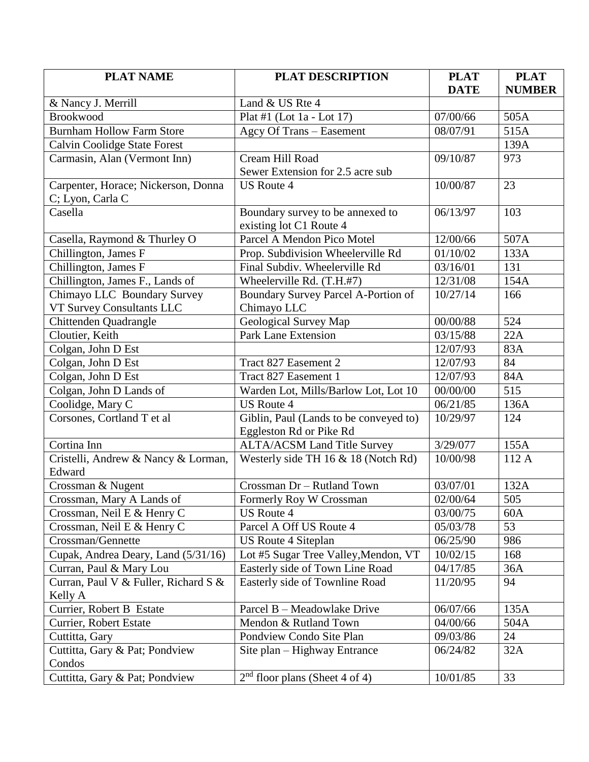| PLAT NAME | PLAT DESCRIPTION | PLAT DATE | PLAT NUMBER |
| --- | --- | --- | --- |
| & Nancy J. Merrill | Land & US Rte 4 | | |
| Brookwood | Plat #1 (Lot 1a - Lot 17) | 07/00/66 | 505A |
| Burnham Hollow Farm Store | Agcy Of Trans – Easement | 08/07/91 | 515A |
| Calvin Coolidge State Forest | | | 139A |
| Carmasin, Alan (Vermont Inn) | Cream Hill Road<br>Sewer Extension for 2.5 acre sub | 09/10/87 | 973 |
| Carpenter, Horace; Nickerson, Donna C; Lyon, Carla C | US Route 4 | 10/00/87 | 23 |
| Casella | Boundary survey to be annexed to existing lot C1 Route 4 | 06/13/97 | 103 |
| Casella, Raymond & Thurley O | Parcel A Mendon Pico Motel | 12/00/66 | 507A |
| Chillington, James F | Prop. Subdivision Wheelerville Rd | 01/10/02 | 133A |
| Chillington, James F | Final Subdiv. Wheelerville Rd | 03/16/01 | 131 |
| Chillington, James F., Lands of | Wheelerville Rd. (T.H.#7) | 12/31/08 | 154A |
| Chimayo LLC Boundary Survey VT Survey Consultants LLC | Boundary Survey Parcel A-Portion of Chimayo LLC | 10/27/14 | 166 |
| Chittenden Quadrangle | Geological Survey Map | 00/00/88 | 524 |
| Cloutier, Keith | Park Lane Extension | 03/15/88 | 22A |
| Colgan, John D Est | | 12/07/93 | 83A |
| Colgan, John D Est | Tract 827 Easement 2 | 12/07/93 | 84 |
| Colgan, John D Est | Tract 827 Easement 1 | 12/07/93 | 84A |
| Colgan, John D Lands of | Warden Lot, Mills/Barlow Lot, Lot 10 | 00/00/00 | 515 |
| Coolidge, Mary C | US Route 4 | 06/21/85 | 136A |
| Corsones, Cortland T et al | Giblin, Paul (Lands to be conveyed to) Eggleston Rd or Pike Rd | 10/29/97 | 124 |
| Cortina Inn | ALTA/ACSM Land Title Survey | 3/29/077 | 155A |
| Cristelli, Andrew & Nancy & Lorman, Edward | Westerly side TH 16 & 18 (Notch Rd) | 10/00/98 | 112 A |
| Crossman & Nugent | Crossman Dr – Rutland Town | 03/07/01 | 132A |
| Crossman, Mary A Lands of | Formerly Roy W Crossman | 02/00/64 | 505 |
| Crossman, Neil E & Henry C | US Route 4 | 03/00/75 | 60A |
| Crossman, Neil E & Henry C | Parcel A Off US Route 4 | 05/03/78 | 53 |
| Crossman/Gennette | US Route 4 Siteplan | 06/25/90 | 986 |
| Cupak, Andrea Deary, Land (5/31/16) | Lot #5 Sugar Tree Valley,Mendon, VT | 10/02/15 | 168 |
| Curran, Paul & Mary Lou | Easterly side of Town Line Road | 04/17/85 | 36A |
| Curran, Paul V & Fuller, Richard S & Kelly A | Easterly side of Townline Road | 11/20/95 | 94 |
| Currier, Robert B Estate | Parcel B – Meadowlake Drive | 06/07/66 | 135A |
| Currier, Robert Estate | Mendon & Rutland Town | 04/00/66 | 504A |
| Cuttitta, Gary | Pondview Condo Site Plan | 09/03/86 | 24 |
| Cuttitta, Gary & Pat; Pondview Condos | Site plan – Highway Entrance | 06/24/82 | 32A |
| Cuttitta, Gary & Pat; Pondview | 2nd floor plans (Sheet 4 of 4) | 10/01/85 | 33 |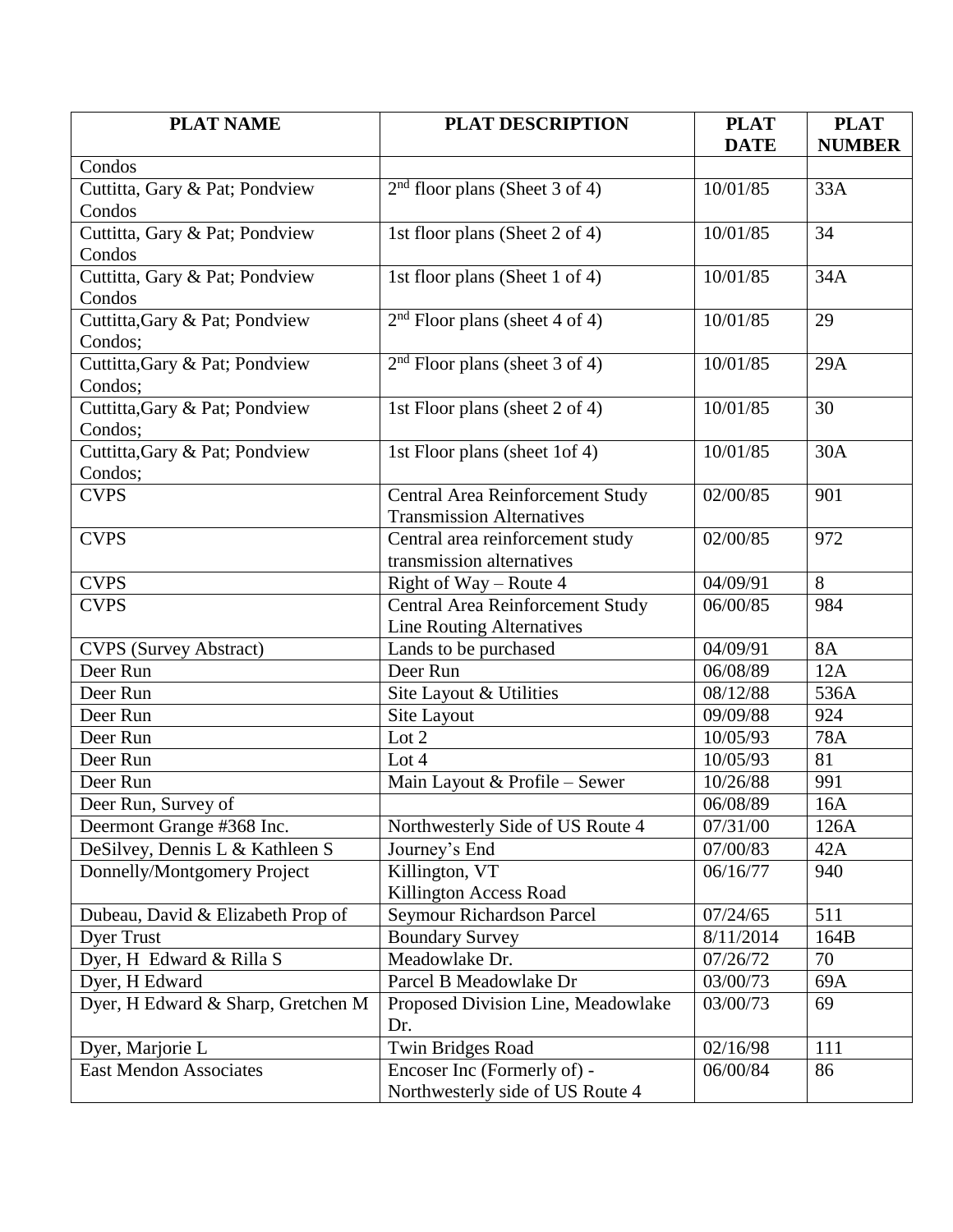| PLAT NAME | PLAT DESCRIPTION | PLAT DATE | PLAT NUMBER |
|---|---|---|---|
| Condos | | | |
| Cuttitta, Gary & Pat; Pondview Condos | 2nd floor plans (Sheet 3 of 4) | 10/01/85 | 33A |
| Cuttitta, Gary & Pat; Pondview Condos | 1st floor plans (Sheet 2 of 4) | 10/01/85 | 34 |
| Cuttitta, Gary & Pat; Pondview Condos | 1st floor plans (Sheet 1 of 4) | 10/01/85 | 34A |
| Cuttitta,Gary & Pat; Pondview Condos; | 2nd Floor plans (sheet 4 of 4) | 10/01/85 | 29 |
| Cuttitta,Gary & Pat; Pondview Condos; | 2nd Floor plans (sheet 3 of 4) | 10/01/85 | 29A |
| Cuttitta,Gary & Pat; Pondview Condos; | 1st Floor plans (sheet 2 of 4) | 10/01/85 | 30 |
| Cuttitta,Gary & Pat; Pondview Condos; | 1st Floor plans (sheet 1of 4) | 10/01/85 | 30A |
| CVPS | Central Area Reinforcement Study Transmission Alternatives | 02/00/85 | 901 |
| CVPS | Central area reinforcement study transmission alternatives | 02/00/85 | 972 |
| CVPS | Right of Way – Route 4 | 04/09/91 | 8 |
| CVPS | Central Area Reinforcement Study Line Routing Alternatives | 06/00/85 | 984 |
| CVPS (Survey Abstract) | Lands to be purchased | 04/09/91 | 8A |
| Deer Run | Deer Run | 06/08/89 | 12A |
| Deer Run | Site Layout & Utilities | 08/12/88 | 536A |
| Deer Run | Site Layout | 09/09/88 | 924 |
| Deer Run | Lot 2 | 10/05/93 | 78A |
| Deer Run | Lot 4 | 10/05/93 | 81 |
| Deer Run | Main Layout & Profile – Sewer | 10/26/88 | 991 |
| Deer Run, Survey of | | 06/08/89 | 16A |
| Deermont Grange #368 Inc. | Northwesterly Side of US Route 4 | 07/31/00 | 126A |
| DeSilvey, Dennis L & Kathleen S | Journey's End | 07/00/83 | 42A |
| Donnelly/Montgomery Project | Killington, VT Killington Access Road | 06/16/77 | 940 |
| Dubeau, David & Elizabeth Prop of | Seymour Richardson Parcel | 07/24/65 | 511 |
| Dyer Trust | Boundary Survey | 8/11/2014 | 164B |
| Dyer, H Edward & Rilla S | Meadowlake Dr. | 07/26/72 | 70 |
| Dyer, H Edward | Parcel B Meadowlake Dr | 03/00/73 | 69A |
| Dyer, H Edward & Sharp, Gretchen M | Proposed Division Line, Meadowlake Dr. | 03/00/73 | 69 |
| Dyer, Marjorie L | Twin Bridges Road | 02/16/98 | 111 |
| East Mendon Associates | Encoser Inc (Formerly of) - Northwesterly side of US Route 4 | 06/00/84 | 86 |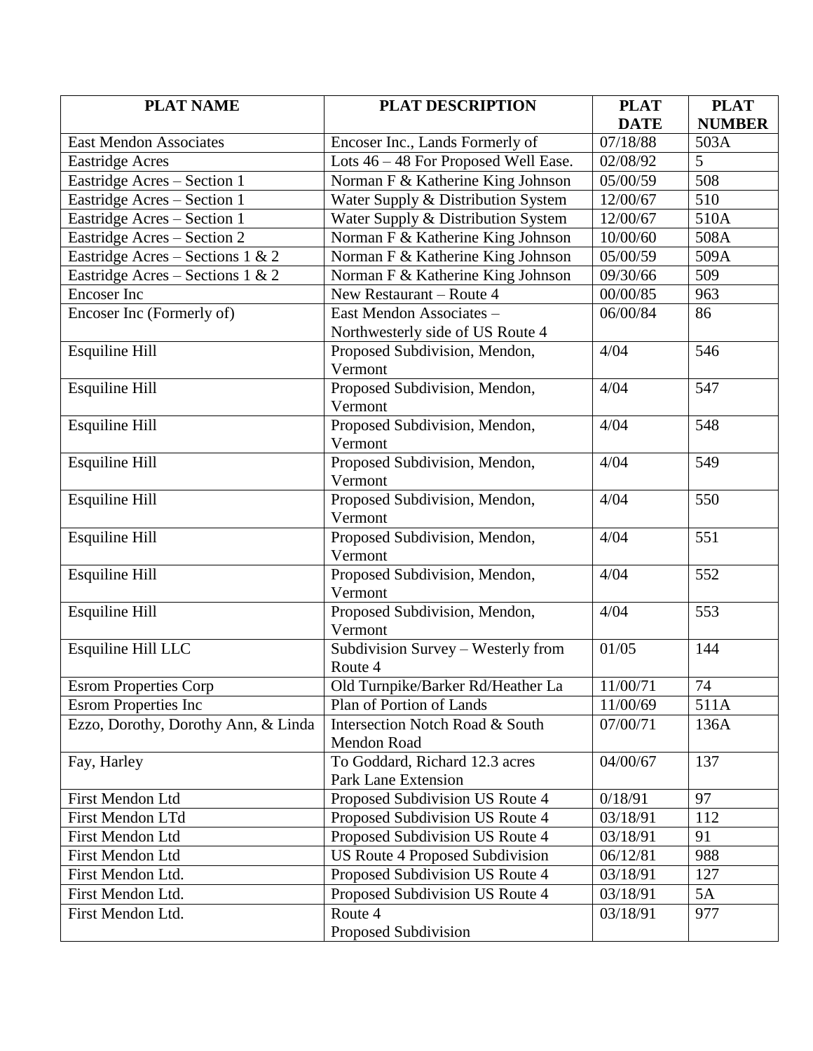| PLAT NAME | PLAT DESCRIPTION | PLAT DATE | PLAT NUMBER |
|---|---|---|---|
| East Mendon Associates | Encoser Inc., Lands Formerly of | 07/18/88 | 503A |
| Eastridge Acres | Lots 46 – 48 For Proposed Well Ease. | 02/08/92 | 5 |
| Eastridge Acres – Section 1 | Norman F & Katherine King Johnson | 05/00/59 | 508 |
| Eastridge Acres – Section 1 | Water Supply & Distribution System | 12/00/67 | 510 |
| Eastridge Acres – Section 1 | Water Supply & Distribution System | 12/00/67 | 510A |
| Eastridge Acres – Section 2 | Norman F & Katherine King Johnson | 10/00/60 | 508A |
| Eastridge Acres – Sections 1 & 2 | Norman F & Katherine King Johnson | 05/00/59 | 509A |
| Eastridge Acres – Sections 1 & 2 | Norman F & Katherine King Johnson | 09/30/66 | 509 |
| Encoser Inc | New Restaurant – Route 4 | 00/00/85 | 963 |
| Encoser Inc (Formerly of) | East Mendon Associates – Northwesterly side of US Route 4 | 06/00/84 | 86 |
| Esquiline Hill | Proposed Subdivision, Mendon, Vermont | 4/04 | 546 |
| Esquiline Hill | Proposed Subdivision, Mendon, Vermont | 4/04 | 547 |
| Esquiline Hill | Proposed Subdivision, Mendon, Vermont | 4/04 | 548 |
| Esquiline Hill | Proposed Subdivision, Mendon, Vermont | 4/04 | 549 |
| Esquiline Hill | Proposed Subdivision, Mendon, Vermont | 4/04 | 550 |
| Esquiline Hill | Proposed Subdivision, Mendon, Vermont | 4/04 | 551 |
| Esquiline Hill | Proposed Subdivision, Mendon, Vermont | 4/04 | 552 |
| Esquiline Hill | Proposed Subdivision, Mendon, Vermont | 4/04 | 553 |
| Esquiline Hill LLC | Subdivision Survey – Westerly from Route 4 | 01/05 | 144 |
| Esrom Properties Corp | Old Turnpike/Barker Rd/Heather La | 11/00/71 | 74 |
| Esrom Properties Inc | Plan of Portion of Lands | 11/00/69 | 511A |
| Ezzo, Dorothy, Dorothy Ann, & Linda | Intersection Notch Road & South Mendon Road | 07/00/71 | 136A |
| Fay, Harley | To Goddard, Richard 12.3 acres Park Lane Extension | 04/00/67 | 137 |
| First Mendon Ltd | Proposed Subdivision US Route 4 | 0/18/91 | 97 |
| First Mendon LTd | Proposed Subdivision US Route 4 | 03/18/91 | 112 |
| First Mendon Ltd | Proposed Subdivision US Route 4 | 03/18/91 | 91 |
| First Mendon Ltd | US Route 4 Proposed Subdivision | 06/12/81 | 988 |
| First Mendon Ltd. | Proposed Subdivision US Route 4 | 03/18/91 | 127 |
| First Mendon Ltd. | Proposed Subdivision US Route 4 | 03/18/91 | 5A |
| First Mendon Ltd. | Route 4 Proposed Subdivision | 03/18/91 | 977 |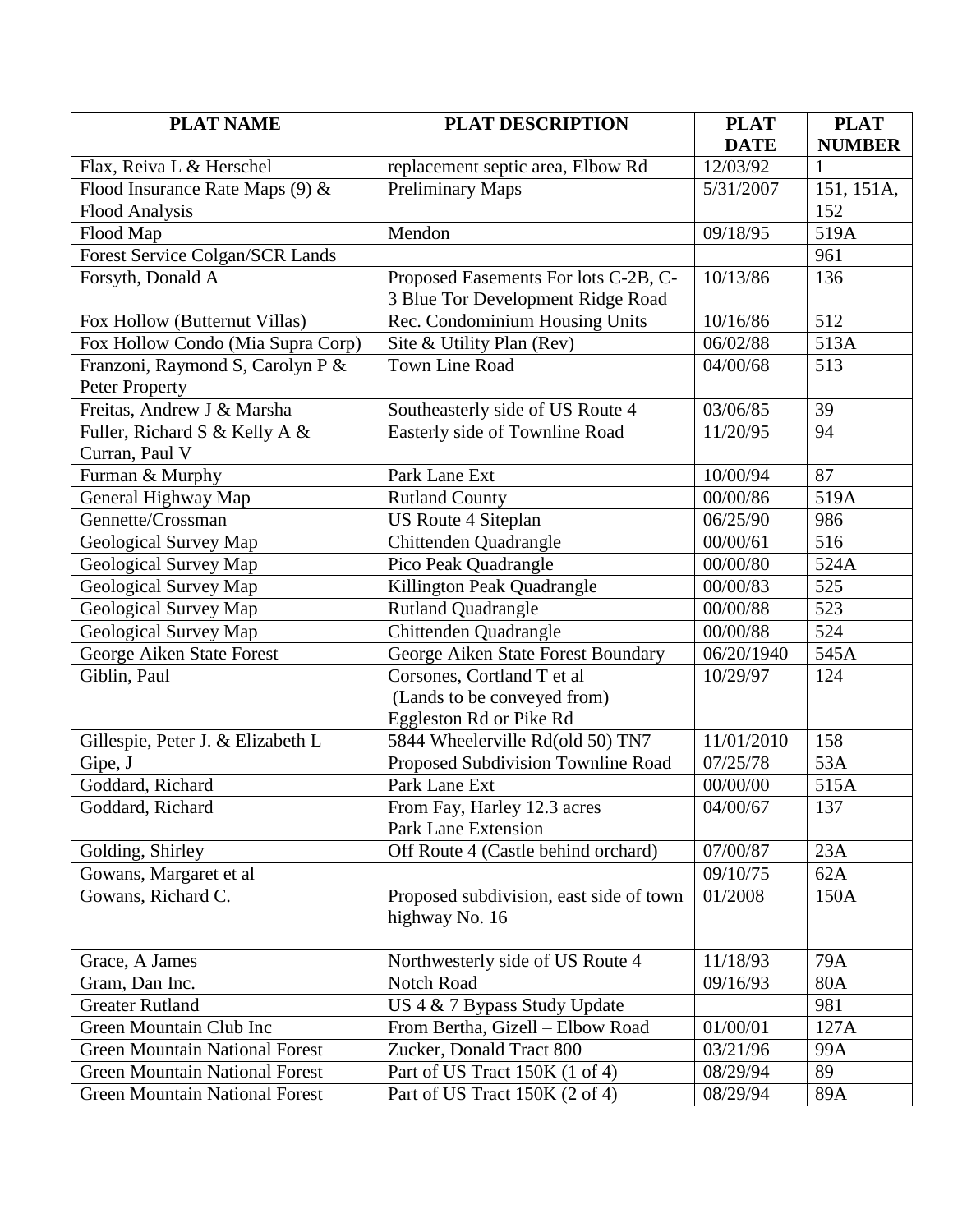| PLAT NAME | PLAT DESCRIPTION | PLAT DATE | PLAT NUMBER |
|---|---|---|---|
| Flax, Reiva L & Herschel | replacement septic area, Elbow Rd | 12/03/92 | 1 |
| Flood Insurance Rate Maps (9) & Flood Analysis | Preliminary Maps | 5/31/2007 | 151, 151A, 152 |
| Flood Map | Mendon | 09/18/95 | 519A |
| Forest Service Colgan/SCR Lands | | | 961 |
| Forsyth, Donald A | Proposed Easements For lots C-2B, C-3 Blue Tor Development Ridge Road | 10/13/86 | 136 |
| Fox Hollow (Butternut Villas) | Rec. Condominium Housing Units | 10/16/86 | 512 |
| Fox Hollow Condo (Mia Supra Corp) | Site & Utility Plan (Rev) | 06/02/88 | 513A |
| Franzoni, Raymond S, Carolyn P & Peter Property | Town Line Road | 04/00/68 | 513 |
| Freitas, Andrew J & Marsha | Southeasterly side of US Route 4 | 03/06/85 | 39 |
| Fuller, Richard S & Kelly A & Curran, Paul V | Easterly side of Townline Road | 11/20/95 | 94 |
| Furman & Murphy | Park Lane Ext | 10/00/94 | 87 |
| General Highway Map | Rutland County | 00/00/86 | 519A |
| Gennette/Crossman | US Route 4 Siteplan | 06/25/90 | 986 |
| Geological Survey Map | Chittenden Quadrangle | 00/00/61 | 516 |
| Geological Survey Map | Pico Peak Quadrangle | 00/00/80 | 524A |
| Geological Survey Map | Killington Peak Quadrangle | 00/00/83 | 525 |
| Geological Survey Map | Rutland Quadrangle | 00/00/88 | 523 |
| Geological Survey Map | Chittenden Quadrangle | 00/00/88 | 524 |
| George Aiken State Forest | George Aiken State Forest Boundary | 06/20/1940 | 545A |
| Giblin, Paul | Corsones, Cortland T et al (Lands to be conveyed from) Eggleston Rd or Pike Rd | 10/29/97 | 124 |
| Gillespie, Peter J. & Elizabeth L | 5844 Wheelerville Rd(old 50) TN7 | 11/01/2010 | 158 |
| Gipe, J | Proposed Subdivision Townline Road | 07/25/78 | 53A |
| Goddard, Richard | Park Lane Ext | 00/00/00 | 515A |
| Goddard, Richard | From Fay, Harley 12.3 acres Park Lane Extension | 04/00/67 | 137 |
| Golding, Shirley | Off Route 4 (Castle behind orchard) | 07/00/87 | 23A |
| Gowans, Margaret et al | | 09/10/75 | 62A |
| Gowans, Richard C. | Proposed subdivision, east side of town highway No. 16 | 01/2008 | 150A |
| Grace, A James | Northwesterly side of US Route 4 | 11/18/93 | 79A |
| Gram, Dan Inc. | Notch Road | 09/16/93 | 80A |
| Greater Rutland | US 4 & 7 Bypass Study Update | | 981 |
| Green Mountain Club Inc | From Bertha, Gizell – Elbow Road | 01/00/01 | 127A |
| Green Mountain National Forest | Zucker, Donald Tract 800 | 03/21/96 | 99A |
| Green Mountain National Forest | Part of US Tract 150K (1 of 4) | 08/29/94 | 89 |
| Green Mountain National Forest | Part of US Tract 150K (2 of 4) | 08/29/94 | 89A |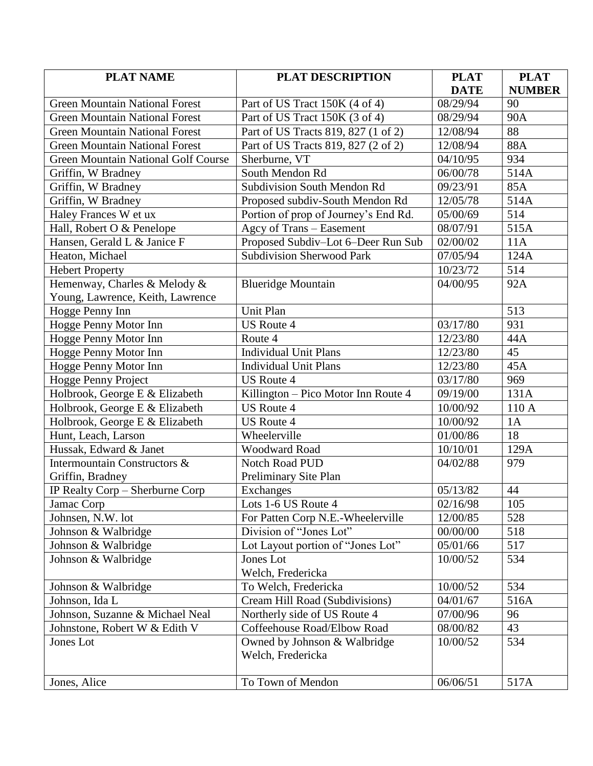| PLAT NAME | PLAT DESCRIPTION | PLAT DATE | PLAT NUMBER |
|---|---|---|---|
| Green Mountain National Forest | Part of US Tract 150K (4 of 4) | 08/29/94 | 90 |
| Green Mountain National Forest | Part of US Tract 150K (3 of 4) | 08/29/94 | 90A |
| Green Mountain National Forest | Part of US Tracts 819, 827 (1 of 2) | 12/08/94 | 88 |
| Green Mountain National Forest | Part of US Tracts 819, 827 (2 of 2) | 12/08/94 | 88A |
| Green Mountain National Golf Course | Sherburne, VT | 04/10/95 | 934 |
| Griffin, W Bradney | South Mendon Rd | 06/00/78 | 514A |
| Griffin, W Bradney | Subdivision South Mendon Rd | 09/23/91 | 85A |
| Griffin, W Bradney | Proposed subdiv-South Mendon Rd | 12/05/78 | 514A |
| Haley Frances W et ux | Portion of prop of Journey's End Rd. | 05/00/69 | 514 |
| Hall, Robert O & Penelope | Agcy of Trans – Easement | 08/07/91 | 515A |
| Hansen, Gerald L & Janice F | Proposed Subdiv–Lot 6–Deer Run Sub | 02/00/02 | 11A |
| Heaton, Michael | Subdivision Sherwood Park | 07/05/94 | 124A |
| Hebert Property | | 10/23/72 | 514 |
| Hemenway, Charles & Melody & Young, Lawrence, Keith, Lawrence | Blueridge Mountain | 04/00/95 | 92A |
| Hogge Penny Inn | Unit Plan | | 513 |
| Hogge Penny Motor Inn | US Route 4 | 03/17/80 | 931 |
| Hogge Penny Motor Inn | Route 4 | 12/23/80 | 44A |
| Hogge Penny Motor Inn | Individual Unit Plans | 12/23/80 | 45 |
| Hogge Penny Motor Inn | Individual Unit Plans | 12/23/80 | 45A |
| Hogge Penny Project | US Route 4 | 03/17/80 | 969 |
| Holbrook, George E & Elizabeth | Killington – Pico Motor Inn Route 4 | 09/19/00 | 131A |
| Holbrook, George E & Elizabeth | US Route 4 | 10/00/92 | 110 A |
| Holbrook, George E & Elizabeth | US Route 4 | 10/00/92 | 1A |
| Hunt, Leach, Larson | Wheelerville | 01/00/86 | 18 |
| Hussak, Edward & Janet | Woodward Road | 10/10/01 | 129A |
| Intermountain Constructors & Griffin, Bradney | Notch Road PUD Preliminary Site Plan | 04/02/88 | 979 |
| IP Realty Corp – Sherburne Corp | Exchanges | 05/13/82 | 44 |
| Jamac Corp | Lots 1-6 US Route 4 | 02/16/98 | 105 |
| Johnsen, N.W. lot | For Patten Corp N.E.-Wheelerville | 12/00/85 | 528 |
| Johnson & Walbridge | Division of "Jones Lot" | 00/00/00 | 518 |
| Johnson & Walbridge | Lot Layout portion of "Jones Lot" | 05/01/66 | 517 |
| Johnson & Walbridge | Jones Lot Welch, Fredericka | 10/00/52 | 534 |
| Johnson & Walbridge | To Welch, Fredericka | 10/00/52 | 534 |
| Johnson, Ida L | Cream Hill Road (Subdivisions) | 04/01/67 | 516A |
| Johnson, Suzanne & Michael Neal | Northerly side of US Route 4 | 07/00/96 | 96 |
| Johnstone, Robert W & Edith V | Coffeehouse Road/Elbow Road | 08/00/82 | 43 |
| Jones Lot | Owned by Johnson & Walbridge Welch, Fredericka | 10/00/52 | 534 |
| Jones, Alice | To Town of Mendon | 06/06/51 | 517A |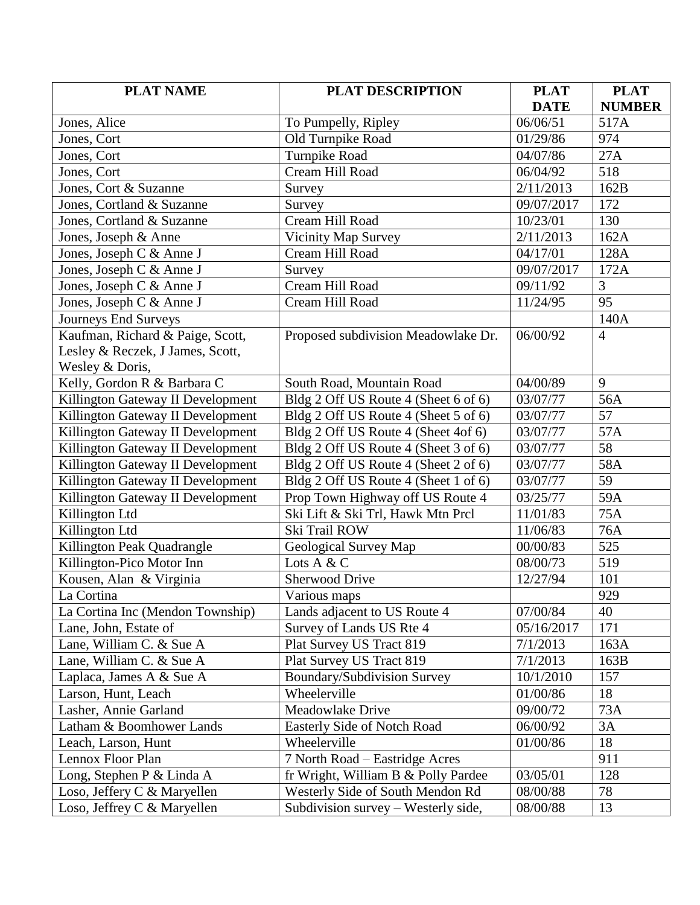| PLAT NAME | PLAT DESCRIPTION | PLAT DATE | PLAT NUMBER |
|---|---|---|---|
| Jones, Alice | To Pumpelly, Ripley | 06/06/51 | 517A |
| Jones, Cort | Old Turnpike Road | 01/29/86 | 974 |
| Jones, Cort | Turnpike Road | 04/07/86 | 27A |
| Jones, Cort | Cream Hill Road | 06/04/92 | 518 |
| Jones, Cort & Suzanne | Survey | 2/11/2013 | 162B |
| Jones, Cortland & Suzanne | Survey | 09/07/2017 | 172 |
| Jones, Cortland & Suzanne | Cream Hill Road | 10/23/01 | 130 |
| Jones, Joseph & Anne | Vicinity Map Survey | 2/11/2013 | 162A |
| Jones, Joseph C & Anne J | Cream Hill Road | 04/17/01 | 128A |
| Jones, Joseph C & Anne J | Survey | 09/07/2017 | 172A |
| Jones, Joseph C & Anne J | Cream Hill Road | 09/11/92 | 3 |
| Jones, Joseph C & Anne J | Cream Hill Road | 11/24/95 | 95 |
| Journeys End Surveys | | | 140A |
| Kaufman, Richard & Paige, Scott, Lesley & Reczek, J James, Scott, Wesley & Doris, | Proposed subdivision Meadowlake Dr. | 06/00/92 | 4 |
| Kelly, Gordon R & Barbara C | South Road, Mountain Road | 04/00/89 | 9 |
| Killington Gateway II Development | Bldg 2 Off US Route 4 (Sheet 6 of 6) | 03/07/77 | 56A |
| Killington Gateway II Development | Bldg 2 Off US Route 4 (Sheet 5 of 6) | 03/07/77 | 57 |
| Killington Gateway II Development | Bldg 2 Off US Route 4 (Sheet 4of 6) | 03/07/77 | 57A |
| Killington Gateway II Development | Bldg 2 Off US Route 4 (Sheet 3 of 6) | 03/07/77 | 58 |
| Killington Gateway II Development | Bldg 2 Off US Route 4 (Sheet 2 of 6) | 03/07/77 | 58A |
| Killington Gateway II Development | Bldg 2 Off US Route 4 (Sheet 1 of 6) | 03/07/77 | 59 |
| Killington Gateway II Development | Prop Town Highway off US Route 4 | 03/25/77 | 59A |
| Killington Ltd | Ski Lift & Ski Trl, Hawk Mtn Prcl | 11/01/83 | 75A |
| Killington Ltd | Ski Trail ROW | 11/06/83 | 76A |
| Killington Peak Quadrangle | Geological Survey Map | 00/00/83 | 525 |
| Killington-Pico Motor Inn | Lots A & C | 08/00/73 | 519 |
| Kousen, Alan & Virginia | Sherwood Drive | 12/27/94 | 101 |
| La Cortina | Various maps | | 929 |
| La Cortina Inc (Mendon Township) | Lands adjacent to US Route 4 | 07/00/84 | 40 |
| Lane, John, Estate of | Survey of Lands US Rte 4 | 05/16/2017 | 171 |
| Lane, William C. & Sue A | Plat Survey US Tract 819 | 7/1/2013 | 163A |
| Lane, William C. & Sue A | Plat Survey US Tract 819 | 7/1/2013 | 163B |
| Laplaca, James A & Sue A | Boundary/Subdivision Survey | 10/1/2010 | 157 |
| Larson, Hunt, Leach | Wheelerville | 01/00/86 | 18 |
| Lasher, Annie Garland | Meadowlake Drive | 09/00/72 | 73A |
| Latham & Boomhower Lands | Easterly Side of Notch Road | 06/00/92 | 3A |
| Leach, Larson, Hunt | Wheelerville | 01/00/86 | 18 |
| Lennox Floor Plan | 7 North Road – Eastridge Acres | | 911 |
| Long, Stephen P & Linda A | fr Wright, William B & Polly Pardee | 03/05/01 | 128 |
| Loso, Jeffery C & Maryellen | Westerly Side of South Mendon Rd | 08/00/88 | 78 |
| Loso, Jeffrey C & Maryellen | Subdivision survey – Westerly side, | 08/00/88 | 13 |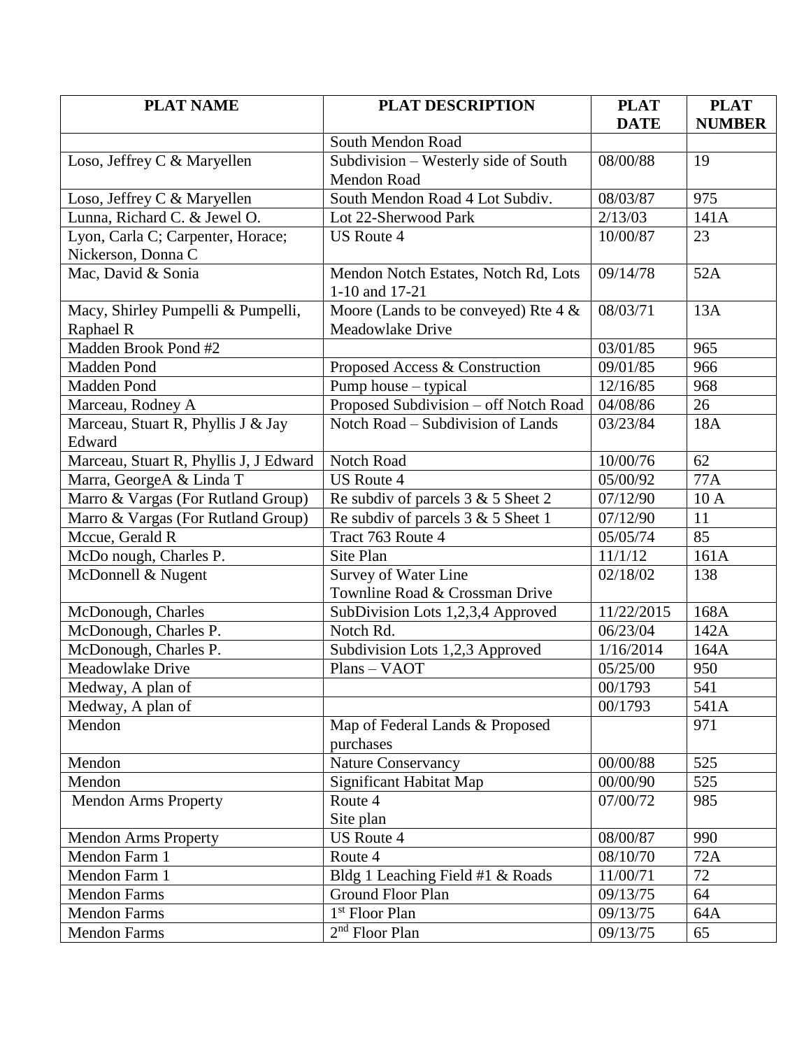| PLAT NAME | PLAT DESCRIPTION | PLAT DATE | PLAT NUMBER |
|---|---|---|---|
| | South Mendon Road | | |
| Loso, Jeffrey C & Maryellen | Subdivision – Westerly side of South Mendon Road | 08/00/88 | 19 |
| Loso, Jeffrey C & Maryellen | South Mendon Road 4 Lot Subdiv. | 08/03/87 | 975 |
| Lunna, Richard C. & Jewel O. | Lot 22-Sherwood Park | 2/13/03 | 141A |
| Lyon, Carla C; Carpenter, Horace; Nickerson, Donna C | US Route 4 | 10/00/87 | 23 |
| Mac, David & Sonia | Mendon Notch Estates, Notch Rd, Lots 1-10 and 17-21 | 09/14/78 | 52A |
| Macy, Shirley Pumpelli & Pumpelli, Raphael R | Moore (Lands to be conveyed) Rte 4 & Meadowlake Drive | 08/03/71 | 13A |
| Madden Brook Pond #2 | | 03/01/85 | 965 |
| Madden Pond | Proposed Access & Construction | 09/01/85 | 966 |
| Madden Pond | Pump house – typical | 12/16/85 | 968 |
| Marceau, Rodney A | Proposed Subdivision – off Notch Road | 04/08/86 | 26 |
| Marceau, Stuart R, Phyllis J & Jay Edward | Notch Road – Subdivision of Lands | 03/23/84 | 18A |
| Marceau, Stuart R, Phyllis J, J Edward | Notch Road | 10/00/76 | 62 |
| Marra, GeorgeA & Linda T | US Route 4 | 05/00/92 | 77A |
| Marro & Vargas (For Rutland Group) | Re subdiv of parcels 3 & 5 Sheet 2 | 07/12/90 | 10 A |
| Marro & Vargas (For Rutland Group) | Re subdiv of parcels 3 & 5 Sheet 1 | 07/12/90 | 11 |
| Mccue, Gerald R | Tract 763 Route 4 | 05/05/74 | 85 |
| McDo nough, Charles P. | Site Plan | 11/1/12 | 161A |
| McDonnell & Nugent | Survey of Water Line Townline Road & Crossman Drive | 02/18/02 | 138 |
| McDonough, Charles | SubDivision Lots 1,2,3,4 Approved | 11/22/2015 | 168A |
| McDonough, Charles P. | Notch Rd. | 06/23/04 | 142A |
| McDonough, Charles P. | Subdivision Lots 1,2,3 Approved | 1/16/2014 | 164A |
| Meadowlake Drive | Plans – VAOT | 05/25/00 | 950 |
| Medway, A plan of | | 00/1793 | 541 |
| Medway, A plan of | | 00/1793 | 541A |
| Mendon | Map of Federal Lands & Proposed purchases | | 971 |
| Mendon | Nature Conservancy | 00/00/88 | 525 |
| Mendon | Significant Habitat Map | 00/00/90 | 525 |
| Mendon Arms Property | Route 4 Site plan | 07/00/72 | 985 |
| Mendon Arms Property | US Route 4 | 08/00/87 | 990 |
| Mendon Farm 1 | Route 4 | 08/10/70 | 72A |
| Mendon Farm 1 | Bldg 1 Leaching Field #1 & Roads | 11/00/71 | 72 |
| Mendon Farms | Ground Floor Plan | 09/13/75 | 64 |
| Mendon Farms | 1st Floor Plan | 09/13/75 | 64A |
| Mendon Farms | 2nd Floor Plan | 09/13/75 | 65 |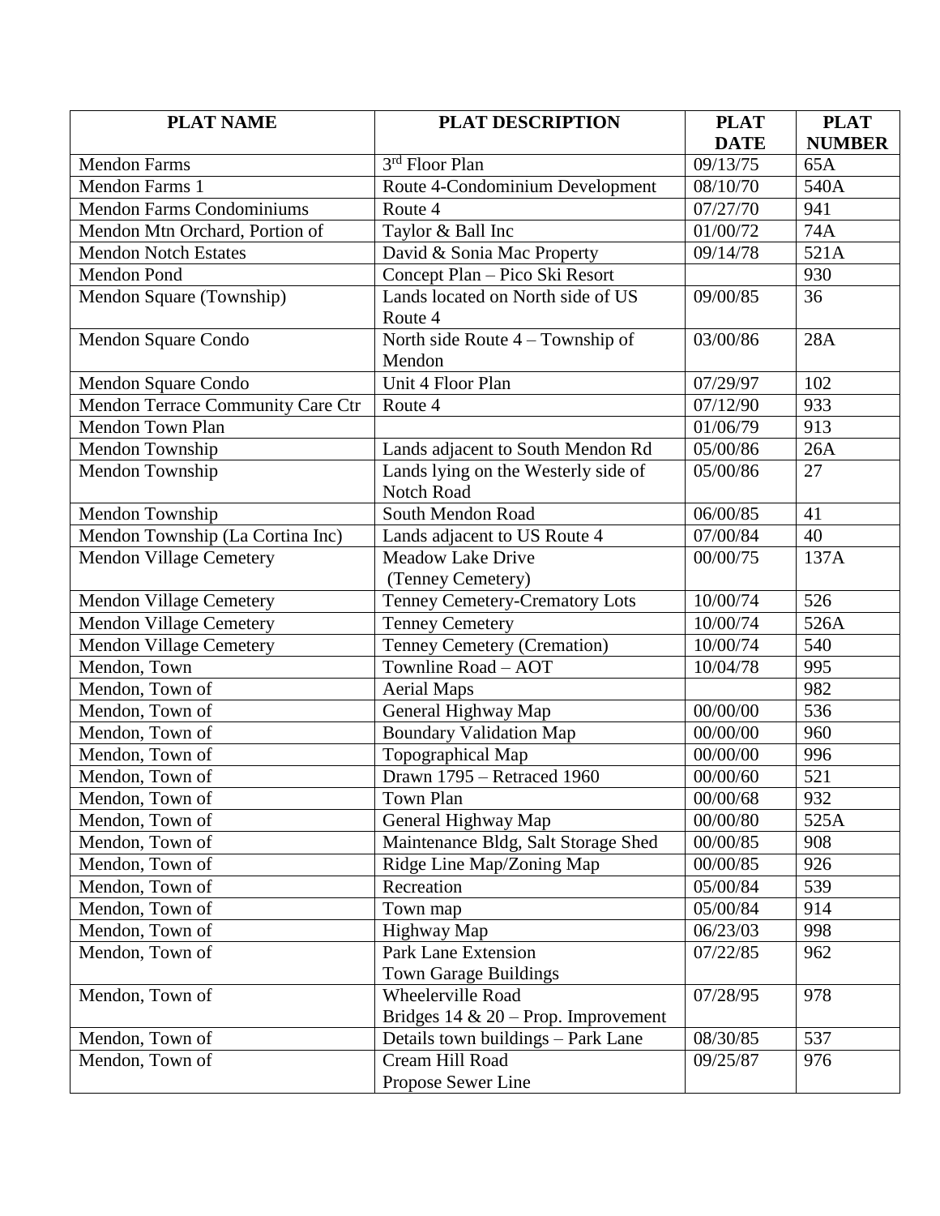| PLAT NAME | PLAT DESCRIPTION | PLAT DATE | PLAT NUMBER |
|---|---|---|---|
| Mendon Farms | 3rd Floor Plan | 09/13/75 | 65A |
| Mendon Farms 1 | Route 4-Condominium Development | 08/10/70 | 540A |
| Mendon Farms Condominiums | Route 4 | 07/27/70 | 941 |
| Mendon Mtn Orchard, Portion of | Taylor & Ball Inc | 01/00/72 | 74A |
| Mendon Notch Estates | David & Sonia Mac Property | 09/14/78 | 521A |
| Mendon Pond | Concept Plan – Pico Ski Resort | | 930 |
| Mendon Square (Township) | Lands located on North side of US Route 4 | 09/00/85 | 36 |
| Mendon Square Condo | North side Route 4 – Township of Mendon | 03/00/86 | 28A |
| Mendon Square Condo | Unit 4 Floor Plan | 07/29/97 | 102 |
| Mendon Terrace Community Care Ctr | Route 4 | 07/12/90 | 933 |
| Mendon Town Plan | | 01/06/79 | 913 |
| Mendon Township | Lands adjacent to South Mendon Rd | 05/00/86 | 26A |
| Mendon Township | Lands lying on the Westerly side of Notch Road | 05/00/86 | 27 |
| Mendon Township | South Mendon Road | 06/00/85 | 41 |
| Mendon Township (La Cortina Inc) | Lands adjacent to US Route 4 | 07/00/84 | 40 |
| Mendon Village Cemetery | Meadow Lake Drive (Tenney Cemetery) | 00/00/75 | 137A |
| Mendon Village Cemetery | Tenney Cemetery-Crematory Lots | 10/00/74 | 526 |
| Mendon Village Cemetery | Tenney Cemetery | 10/00/74 | 526A |
| Mendon Village Cemetery | Tenney Cemetery (Cremation) | 10/00/74 | 540 |
| Mendon, Town | Townline Road – AOT | 10/04/78 | 995 |
| Mendon, Town of | Aerial Maps | | 982 |
| Mendon, Town of | General Highway Map | 00/00/00 | 536 |
| Mendon, Town of | Boundary Validation Map | 00/00/00 | 960 |
| Mendon, Town of | Topographical Map | 00/00/00 | 996 |
| Mendon, Town of | Drawn 1795 – Retraced 1960 | 00/00/60 | 521 |
| Mendon, Town of | Town Plan | 00/00/68 | 932 |
| Mendon, Town of | General Highway Map | 00/00/80 | 525A |
| Mendon, Town of | Maintenance Bldg, Salt Storage Shed | 00/00/85 | 908 |
| Mendon, Town of | Ridge Line Map/Zoning Map | 00/00/85 | 926 |
| Mendon, Town of | Recreation | 05/00/84 | 539 |
| Mendon, Town of | Town map | 05/00/84 | 914 |
| Mendon, Town of | Highway Map | 06/23/03 | 998 |
| Mendon, Town of | Park Lane Extension Town Garage Buildings | 07/22/85 | 962 |
| Mendon, Town of | Wheelerville Road Bridges 14 & 20 – Prop. Improvement | 07/28/95 | 978 |
| Mendon, Town of | Details town buildings – Park Lane | 08/30/85 | 537 |
| Mendon, Town of | Cream Hill Road Propose Sewer Line | 09/25/87 | 976 |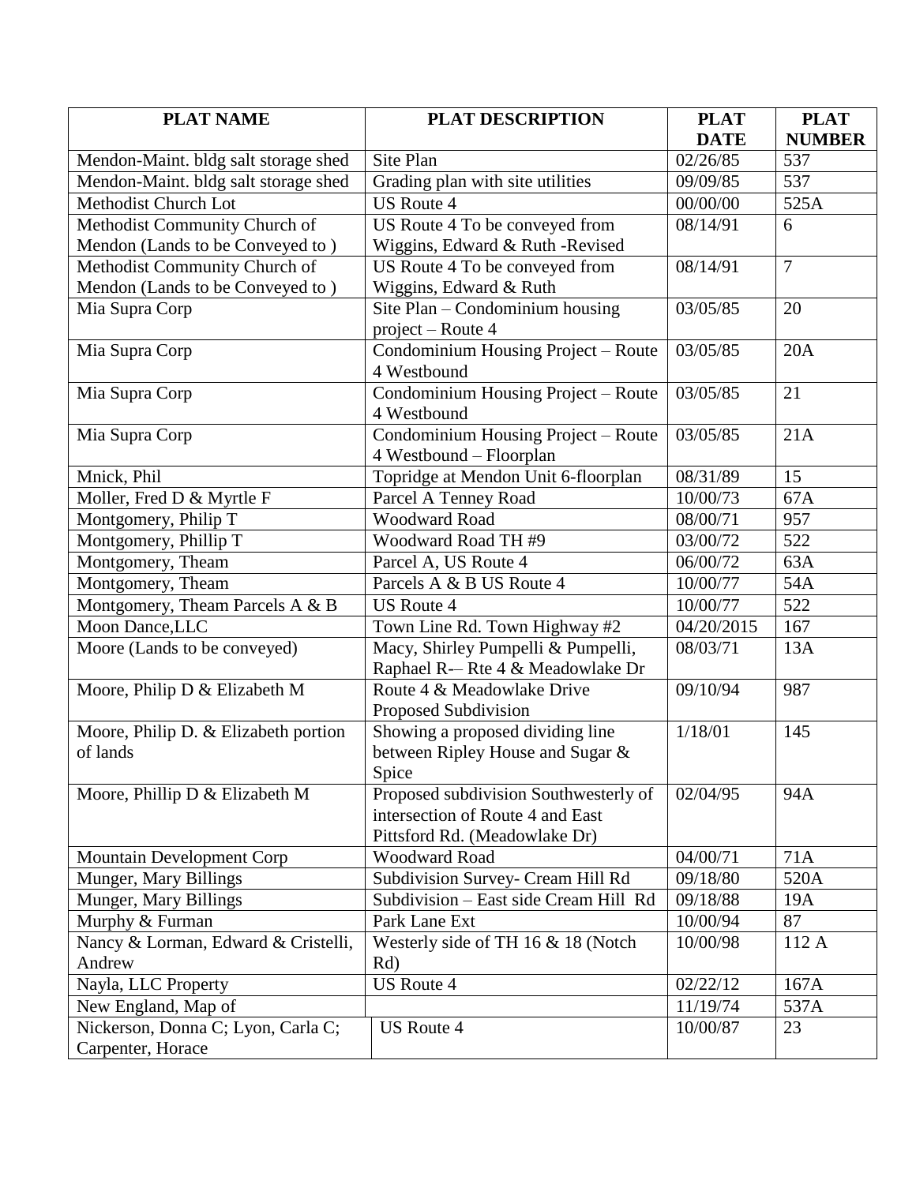| PLAT NAME | PLAT DESCRIPTION | PLAT DATE | PLAT NUMBER |
|---|---|---|---|
| Mendon-Maint. bldg salt storage shed | Site Plan | 02/26/85 | 537 |
| Mendon-Maint. bldg salt storage shed | Grading plan with site utilities | 09/09/85 | 537 |
| Methodist Church Lot | US Route 4 | 00/00/00 | 525A |
| Methodist Community Church of Mendon (Lands to be Conveyed to ) | US Route 4 To be conveyed from Wiggins, Edward & Ruth -Revised | 08/14/91 | 6 |
| Methodist Community Church of Mendon (Lands to be Conveyed to ) | US Route 4 To be conveyed from Wiggins, Edward & Ruth | 08/14/91 | 7 |
| Mia Supra Corp | Site Plan – Condominium housing project – Route 4 | 03/05/85 | 20 |
| Mia Supra Corp | Condominium Housing Project – Route 4 Westbound | 03/05/85 | 20A |
| Mia Supra Corp | Condominium Housing Project – Route 4 Westbound | 03/05/85 | 21 |
| Mia Supra Corp | Condominium Housing Project – Route 4 Westbound – Floorplan | 03/05/85 | 21A |
| Mnick, Phil | Topridge at Mendon Unit 6-floorplan | 08/31/89 | 15 |
| Moller, Fred D & Myrtle F | Parcel A Tenney Road | 10/00/73 | 67A |
| Montgomery, Philip T | Woodward Road | 08/00/71 | 957 |
| Montgomery, Phillip T | Woodward Road TH #9 | 03/00/72 | 522 |
| Montgomery, Theam | Parcel A, US Route 4 | 06/00/72 | 63A |
| Montgomery, Theam | Parcels A & B US Route 4 | 10/00/77 | 54A |
| Montgomery, Theam Parcels A & B | US Route 4 | 10/00/77 | 522 |
| Moon Dance,LLC | Town Line Rd. Town Highway #2 | 04/20/2015 | 167 |
| Moore (Lands to be conveyed) | Macy, Shirley Pumpelli & Pumpelli, Raphael R-– Rte 4 & Meadowlake Dr | 08/03/71 | 13A |
| Moore, Philip D & Elizabeth M | Route 4 & Meadowlake Drive Proposed Subdivision | 09/10/94 | 987 |
| Moore, Philip D. & Elizabeth portion of lands | Showing a proposed dividing line between Ripley House and Sugar & Spice | 1/18/01 | 145 |
| Moore, Phillip D & Elizabeth M | Proposed subdivision Southwesterly of intersection of Route 4 and East Pittsford Rd. (Meadowlake Dr) | 02/04/95 | 94A |
| Mountain Development Corp | Woodward Road | 04/00/71 | 71A |
| Munger, Mary Billings | Subdivision Survey- Cream Hill Rd | 09/18/80 | 520A |
| Munger, Mary Billings | Subdivision – East side Cream Hill Rd | 09/18/88 | 19A |
| Murphy & Furman | Park Lane Ext | 10/00/94 | 87 |
| Nancy & Lorman, Edward & Cristelli, Andrew | Westerly side of TH 16 & 18 (Notch Rd) | 10/00/98 | 112 A |
| Nayla, LLC Property | US Route 4 | 02/22/12 | 167A |
| New England, Map of | | 11/19/74 | 537A |
| Nickerson, Donna C; Lyon, Carla C; Carpenter, Horace | US Route 4 | 10/00/87 | 23 |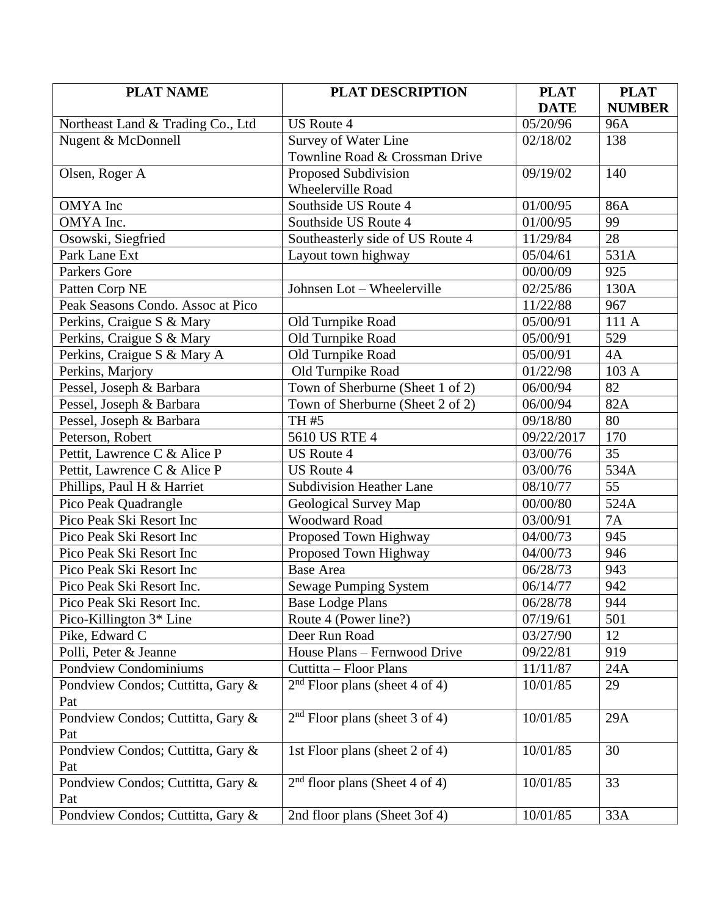| PLAT NAME | PLAT DESCRIPTION | PLAT DATE | PLAT NUMBER |
|---|---|---|---|
| Northeast Land & Trading Co., Ltd | US Route 4 | 05/20/96 | 96A |
| Nugent & McDonnell | Survey of Water Line Townline Road & Crossman Drive | 02/18/02 | 138 |
| Olsen, Roger A | Proposed Subdivision Wheelerville Road | 09/19/02 | 140 |
| OMYA Inc | Southside US Route 4 | 01/00/95 | 86A |
| OMYA Inc. | Southside US Route 4 | 01/00/95 | 99 |
| Osowski, Siegfried | Southeasterly side of US Route 4 | 11/29/84 | 28 |
| Park Lane Ext | Layout town highway | 05/04/61 | 531A |
| Parkers Gore | | 00/00/09 | 925 |
| Patten Corp NE | Johnsen Lot – Wheelerville | 02/25/86 | 130A |
| Peak Seasons Condo. Assoc at Pico | | 11/22/88 | 967 |
| Perkins, Craigue S & Mary | Old Turnpike Road | 05/00/91 | 111 A |
| Perkins, Craigue S & Mary | Old Turnpike Road | 05/00/91 | 529 |
| Perkins, Craigue S & Mary A | Old Turnpike Road | 05/00/91 | 4A |
| Perkins, Marjory | Old Turnpike Road | 01/22/98 | 103 A |
| Pessel, Joseph & Barbara | Town of Sherburne (Sheet 1 of 2) | 06/00/94 | 82 |
| Pessel, Joseph & Barbara | Town of Sherburne (Sheet 2 of 2) | 06/00/94 | 82A |
| Pessel, Joseph & Barbara | TH #5 | 09/18/80 | 80 |
| Peterson, Robert | 5610 US RTE 4 | 09/22/2017 | 170 |
| Pettit, Lawrence C & Alice P | US Route 4 | 03/00/76 | 35 |
| Pettit, Lawrence C & Alice P | US Route 4 | 03/00/76 | 534A |
| Phillips, Paul H & Harriet | Subdivision Heather Lane | 08/10/77 | 55 |
| Pico Peak Quadrangle | Geological Survey Map | 00/00/80 | 524A |
| Pico Peak Ski Resort Inc | Woodward Road | 03/00/91 | 7A |
| Pico Peak Ski Resort Inc | Proposed Town Highway | 04/00/73 | 945 |
| Pico Peak Ski Resort Inc | Proposed Town Highway | 04/00/73 | 946 |
| Pico Peak Ski Resort Inc | Base Area | 06/28/73 | 943 |
| Pico Peak Ski Resort Inc. | Sewage Pumping System | 06/14/77 | 942 |
| Pico Peak Ski Resort Inc. | Base Lodge Plans | 06/28/78 | 944 |
| Pico-Killington 3* Line | Route 4 (Power line?) | 07/19/61 | 501 |
| Pike, Edward C | Deer Run Road | 03/27/90 | 12 |
| Polli, Peter & Jeanne | House Plans – Fernwood Drive | 09/22/81 | 919 |
| Pondview Condominiums | Cuttitta – Floor Plans | 11/11/87 | 24A |
| Pondview Condos; Cuttitta, Gary & Pat | 2nd Floor plans (sheet 4 of 4) | 10/01/85 | 29 |
| Pondview Condos; Cuttitta, Gary & Pat | 2nd Floor plans (sheet 3 of 4) | 10/01/85 | 29A |
| Pondview Condos; Cuttitta, Gary & Pat | 1st Floor plans (sheet 2 of 4) | 10/01/85 | 30 |
| Pondview Condos; Cuttitta, Gary & Pat | 2nd floor plans (Sheet 4 of 4) | 10/01/85 | 33 |
| Pondview Condos; Cuttitta, Gary & | 2nd floor plans (Sheet 3of 4) | 10/01/85 | 33A |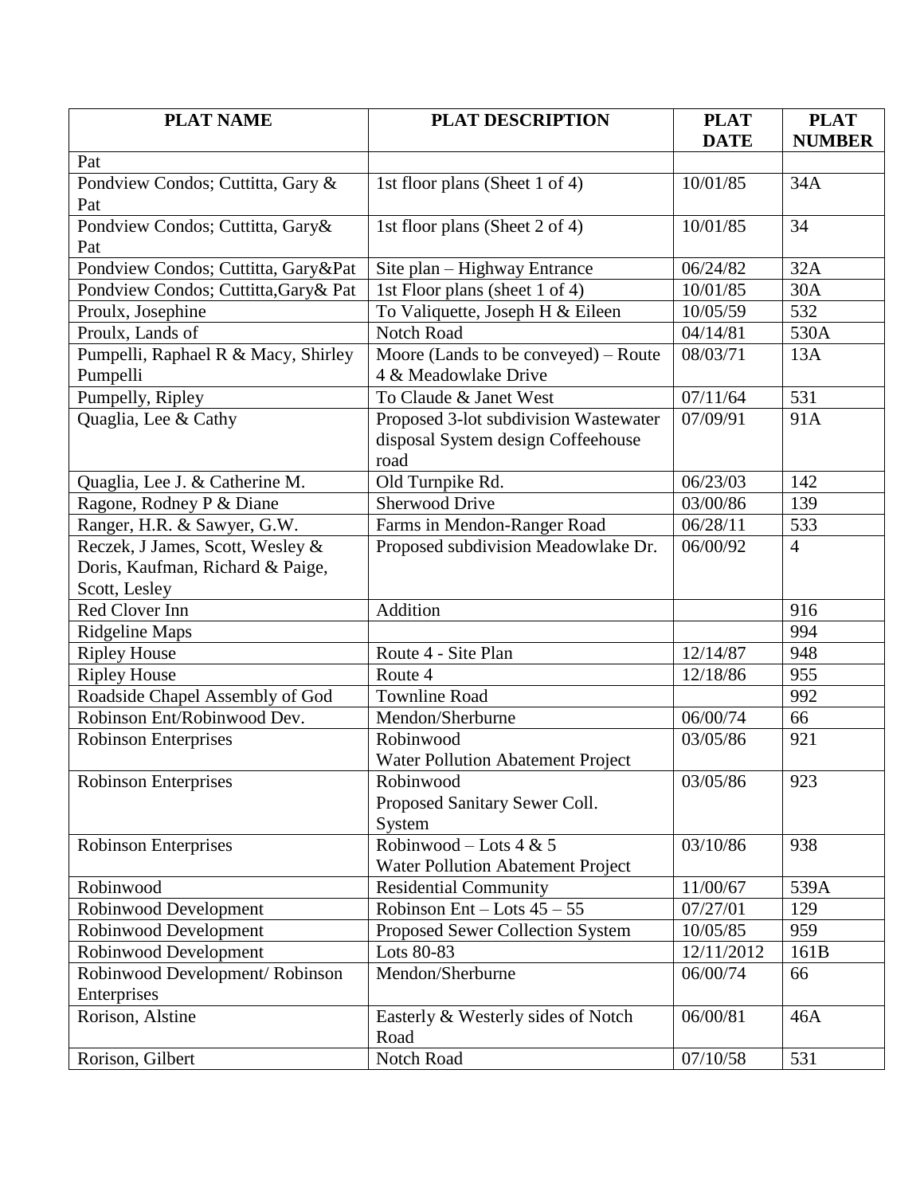| PLAT NAME | PLAT DESCRIPTION | PLAT DATE | PLAT NUMBER |
|---|---|---|---|
| Pat | | | |
| Pondview Condos; Cuttitta, Gary & Pat | 1st floor plans (Sheet 1 of 4) | 10/01/85 | 34A |
| Pondview Condos; Cuttitta, Gary& Pat | 1st floor plans (Sheet 2 of 4) | 10/01/85 | 34 |
| Pondview Condos; Cuttitta, Gary&Pat | Site plan – Highway Entrance | 06/24/82 | 32A |
| Pondview Condos; Cuttitta,Gary& Pat | 1st Floor plans (sheet 1 of 4) | 10/01/85 | 30A |
| Proulx, Josephine | To Valiquette, Joseph H & Eileen | 10/05/59 | 532 |
| Proulx, Lands of | Notch Road | 04/14/81 | 530A |
| Pumpelli, Raphael R & Macy, Shirley Pumpelli | Moore (Lands to be conveyed) – Route 4 & Meadowlake Drive | 08/03/71 | 13A |
| Pumpelly, Ripley | To Claude & Janet West | 07/11/64 | 531 |
| Quaglia, Lee & Cathy | Proposed 3-lot subdivision Wastewater disposal System design Coffeehouse road | 07/09/91 | 91A |
| Quaglia, Lee J. & Catherine M. | Old Turnpike Rd. | 06/23/03 | 142 |
| Ragone, Rodney P & Diane | Sherwood Drive | 03/00/86 | 139 |
| Ranger, H.R. & Sawyer, G.W. | Farms in Mendon-Ranger Road | 06/28/11 | 533 |
| Reczek, J James, Scott, Wesley & Doris, Kaufman, Richard & Paige, Scott, Lesley | Proposed subdivision Meadowlake Dr. | 06/00/92 | 4 |
| Red Clover Inn | Addition | | 916 |
| Ridgeline Maps | | | 994 |
| Ripley House | Route 4 - Site Plan | 12/14/87 | 948 |
| Ripley House | Route 4 | 12/18/86 | 955 |
| Roadside Chapel Assembly of God | Townline Road | | 992 |
| Robinson Ent/Robinwood Dev. | Mendon/Sherburne | 06/00/74 | 66 |
| Robinson Enterprises | Robinwood Water Pollution Abatement Project | 03/05/86 | 921 |
| Robinson Enterprises | Robinwood Proposed Sanitary Sewer Coll. System | 03/05/86 | 923 |
| Robinson Enterprises | Robinwood – Lots 4 & 5 Water Pollution Abatement Project | 03/10/86 | 938 |
| Robinwood | Residential Community | 11/00/67 | 539A |
| Robinwood Development | Robinson Ent – Lots 45 – 55 | 07/27/01 | 129 |
| Robinwood Development | Proposed Sewer Collection System | 10/05/85 | 959 |
| Robinwood Development | Lots 80-83 | 12/11/2012 | 161B |
| Robinwood Development/ Robinson Enterprises | Mendon/Sherburne | 06/00/74 | 66 |
| Rorison, Alstine | Easterly & Westerly sides of Notch Road | 06/00/81 | 46A |
| Rorison, Gilbert | Notch Road | 07/10/58 | 531 |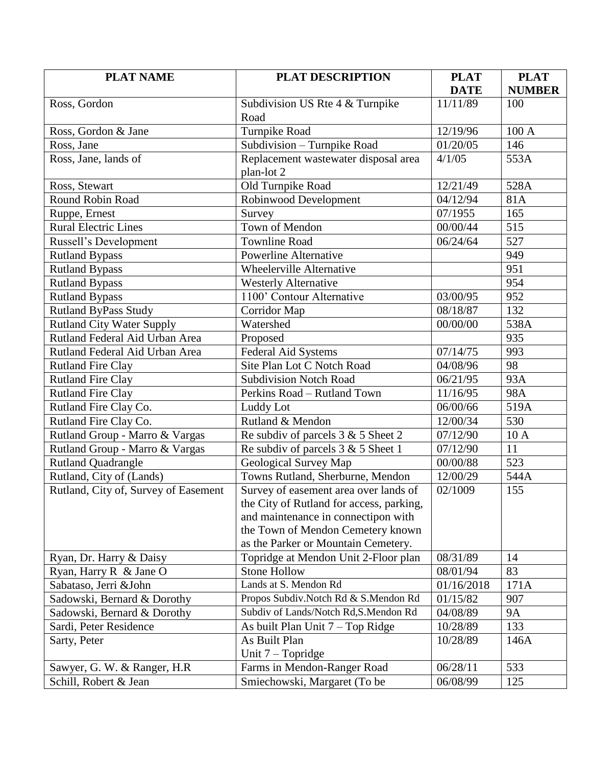| PLAT NAME | PLAT DESCRIPTION | PLAT DATE | PLAT NUMBER |
|---|---|---|---|
| Ross, Gordon | Subdivision US Rte 4 & Turnpike Road | 11/11/89 | 100 |
| Ross, Gordon & Jane | Turnpike Road | 12/19/96 | 100 A |
| Ross, Jane | Subdivision – Turnpike Road | 01/20/05 | 146 |
| Ross, Jane, lands of | Replacement wastewater disposal area plan-lot 2 | 4/1/05 | 553A |
| Ross, Stewart | Old Turnpike Road | 12/21/49 | 528A |
| Round Robin Road | Robinwood Development | 04/12/94 | 81A |
| Ruppe, Ernest | Survey | 07/1955 | 165 |
| Rural Electric Lines | Town of Mendon | 00/00/44 | 515 |
| Russell's Development | Townline Road | 06/24/64 | 527 |
| Rutland Bypass | Powerline Alternative | | 949 |
| Rutland Bypass | Wheelerville Alternative | | 951 |
| Rutland Bypass | Westerly Alternative | | 954 |
| Rutland Bypass | 1100' Contour Alternative | 03/00/95 | 952 |
| Rutland ByPass Study | Corridor Map | 08/18/87 | 132 |
| Rutland City Water Supply | Watershed | 00/00/00 | 538A |
| Rutland Federal Aid Urban Area | Proposed | | 935 |
| Rutland Federal Aid Urban Area | Federal Aid Systems | 07/14/75 | 993 |
| Rutland Fire Clay | Site Plan Lot C Notch Road | 04/08/96 | 98 |
| Rutland Fire Clay | Subdivision Notch Road | 06/21/95 | 93A |
| Rutland Fire Clay | Perkins Road – Rutland Town | 11/16/95 | 98A |
| Rutland Fire Clay Co. | Luddy Lot | 06/00/66 | 519A |
| Rutland Fire Clay Co. | Rutland & Mendon | 12/00/34 | 530 |
| Rutland Group - Marro & Vargas | Re subdiv of parcels 3 & 5 Sheet 2 | 07/12/90 | 10 A |
| Rutland Group - Marro & Vargas | Re subdiv of parcels 3 & 5 Sheet 1 | 07/12/90 | 11 |
| Rutland Quadrangle | Geological Survey Map | 00/00/88 | 523 |
| Rutland, City of (Lands) | Towns Rutland, Sherburne, Mendon | 12/00/29 | 544A |
| Rutland, City of, Survey of Easement | Survey of easement area over lands of the City of Rutland for access, parking, and maintenance in connectipon with the Town of Mendon Cemetery known as the Parker or Mountain Cemetery. | 02/1009 | 155 |
| Ryan, Dr. Harry & Daisy | Topridge at Mendon Unit 2-Floor plan | 08/31/89 | 14 |
| Ryan, Harry R & Jane O | Stone Hollow | 08/01/94 | 83 |
| Sabataso, Jerri &John | Lands at S. Mendon Rd | 01/16/2018 | 171A |
| Sadowski, Bernard & Dorothy | Propos Subdiv.Notch Rd & S.Mendon Rd | 01/15/82 | 907 |
| Sadowski, Bernard & Dorothy | Subdiv of Lands/Notch Rd,S.Mendon Rd | 04/08/89 | 9A |
| Sardi, Peter Residence | As built Plan Unit 7 – Top Ridge | 10/28/89 | 133 |
| Sarty, Peter | As Built Plan Unit 7 – Topridge | 10/28/89 | 146A |
| Sawyer, G. W. & Ranger, H.R | Farms in Mendon-Ranger Road | 06/28/11 | 533 |
| Schill, Robert & Jean | Smiechowski, Margaret (To be | 06/08/99 | 125 |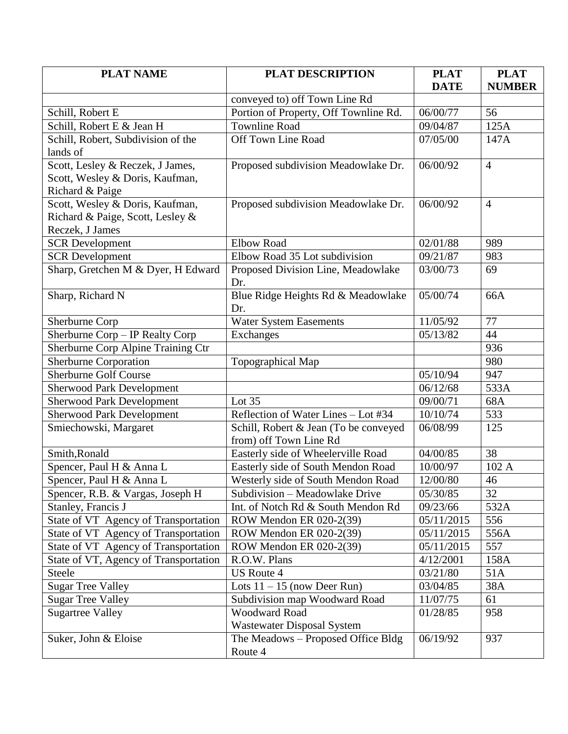| PLAT NAME | PLAT DESCRIPTION | PLAT DATE | PLAT NUMBER |
|---|---|---|---|
| | conveyed to) off Town Line Rd | | |
| Schill, Robert E | Portion of Property, Off Townline Rd. | 06/00/77 | 56 |
| Schill, Robert E & Jean H | Townline Road | 09/04/87 | 125A |
| Schill, Robert, Subdivision of the lands of | Off Town Line Road | 07/05/00 | 147A |
| Scott, Lesley & Reczek, J James, Scott, Wesley & Doris, Kaufman, Richard & Paige | Proposed subdivision Meadowlake Dr. | 06/00/92 | 4 |
| Scott, Wesley & Doris, Kaufman, Richard & Paige, Scott, Lesley & Reczek, J James | Proposed subdivision Meadowlake Dr. | 06/00/92 | 4 |
| SCR Development | Elbow Road | 02/01/88 | 989 |
| SCR Development | Elbow Road 35 Lot subdivision | 09/21/87 | 983 |
| Sharp, Gretchen M & Dyer, H Edward | Proposed Division Line, Meadowlake Dr. | 03/00/73 | 69 |
| Sharp, Richard N | Blue Ridge Heights Rd & Meadowlake Dr. | 05/00/74 | 66A |
| Sherburne Corp | Water System Easements | 11/05/92 | 77 |
| Sherburne Corp – IP Realty Corp | Exchanges | 05/13/82 | 44 |
| Sherburne Corp Alpine Training Ctr | | | 936 |
| Sherburne Corporation | Topographical Map | | 980 |
| Sherburne Golf Course | | 05/10/94 | 947 |
| Sherwood Park Development | | 06/12/68 | 533A |
| Sherwood Park Development | Lot 35 | 09/00/71 | 68A |
| Sherwood Park Development | Reflection of Water Lines – Lot #34 | 10/10/74 | 533 |
| Smiechowski, Margaret | Schill, Robert & Jean (To be conveyed from) off Town Line Rd | 06/08/99 | 125 |
| Smith,Ronald | Easterly side of Wheelerville Road | 04/00/85 | 38 |
| Spencer, Paul H & Anna L | Easterly side of South Mendon Road | 10/00/97 | 102 A |
| Spencer, Paul H & Anna L | Westerly side of South Mendon Road | 12/00/80 | 46 |
| Spencer, R.B. & Vargas, Joseph H | Subdivision – Meadowlake Drive | 05/30/85 | 32 |
| Stanley, Francis J | Int. of Notch Rd & South Mendon Rd | 09/23/66 | 532A |
| State of VT Agency of Transportation | ROW Mendon ER 020-2(39) | 05/11/2015 | 556 |
| State of VT Agency of Transportation | ROW Mendon ER 020-2(39) | 05/11/2015 | 556A |
| State of VT Agency of Transportation | ROW Mendon ER 020-2(39) | 05/11/2015 | 557 |
| State of VT, Agency of Transportation | R.O.W. Plans | 4/12/2001 | 158A |
| Steele | US Route 4 | 03/21/80 | 51A |
| Sugar Tree Valley | Lots 11 – 15 (now Deer Run) | 03/04/85 | 38A |
| Sugar Tree Valley | Subdivision map Woodward Road | 11/07/75 | 61 |
| Sugartree Valley | Woodward Road Wastewater Disposal System | 01/28/85 | 958 |
| Suker, John & Eloise | The Meadows – Proposed Office Bldg Route 4 | 06/19/92 | 937 |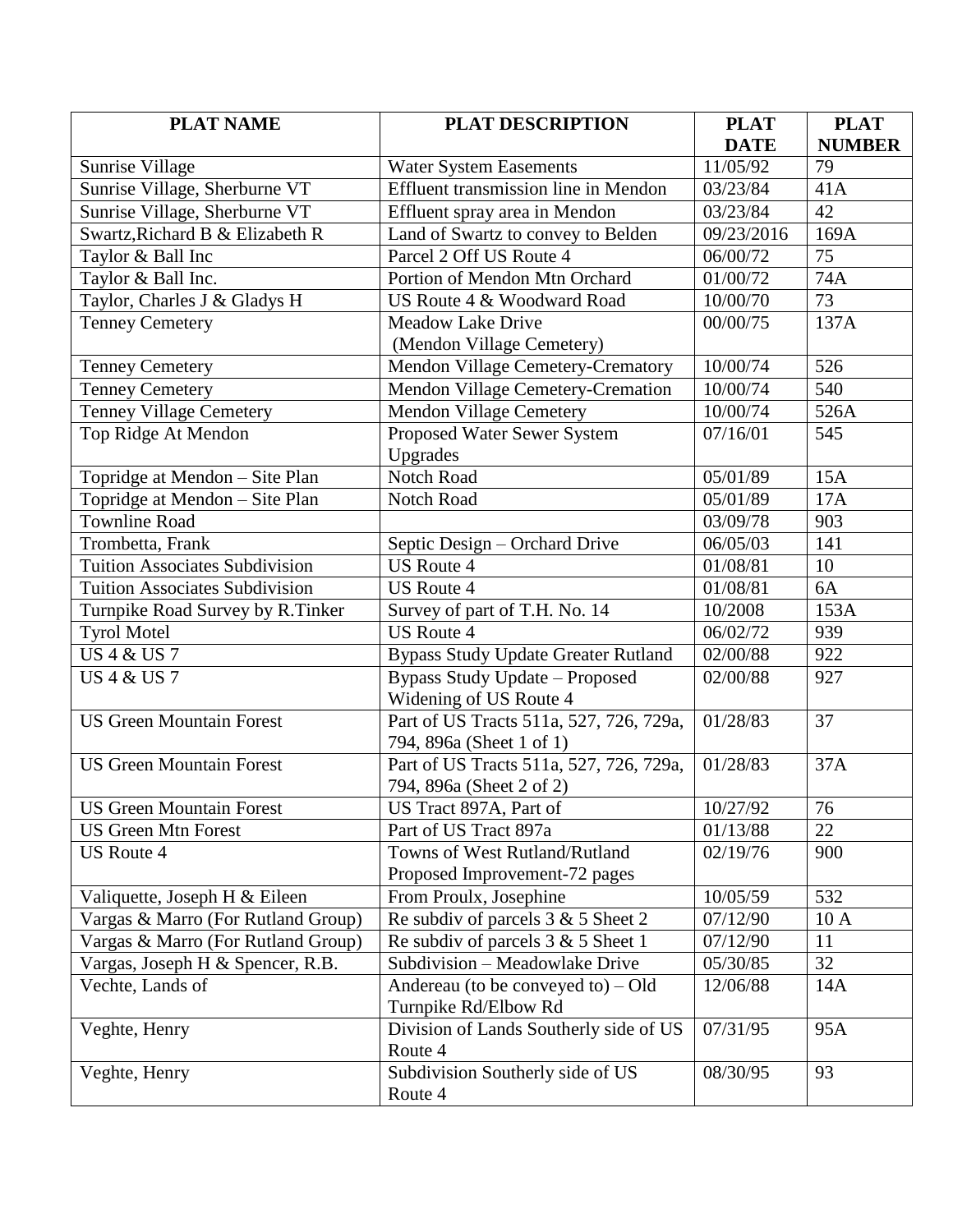| PLAT NAME | PLAT DESCRIPTION | PLAT DATE | PLAT NUMBER |
|---|---|---|---|
| Sunrise Village | Water System Easements | 11/05/92 | 79 |
| Sunrise Village, Sherburne VT | Effluent transmission line in Mendon | 03/23/84 | 41A |
| Sunrise Village, Sherburne VT | Effluent spray area in Mendon | 03/23/84 | 42 |
| Swartz,Richard B & Elizabeth R | Land of Swartz to convey to Belden | 09/23/2016 | 169A |
| Taylor & Ball Inc | Parcel 2 Off US Route 4 | 06/00/72 | 75 |
| Taylor & Ball Inc. | Portion of Mendon Mtn Orchard | 01/00/72 | 74A |
| Taylor, Charles J & Gladys H | US Route 4 & Woodward Road | 10/00/70 | 73 |
| Tenney Cemetery | Meadow Lake Drive (Mendon Village Cemetery) | 00/00/75 | 137A |
| Tenney Cemetery | Mendon Village Cemetery-Crematory | 10/00/74 | 526 |
| Tenney Cemetery | Mendon Village Cemetery-Cremation | 10/00/74 | 540 |
| Tenney Village Cemetery | Mendon Village Cemetery | 10/00/74 | 526A |
| Top Ridge At Mendon | Proposed Water Sewer System Upgrades | 07/16/01 | 545 |
| Topridge at Mendon – Site Plan | Notch Road | 05/01/89 | 15A |
| Topridge at Mendon – Site Plan | Notch Road | 05/01/89 | 17A |
| Townline Road | | 03/09/78 | 903 |
| Trombetta, Frank | Septic Design – Orchard Drive | 06/05/03 | 141 |
| Tuition Associates Subdivision | US Route 4 | 01/08/81 | 10 |
| Tuition Associates Subdivision | US Route 4 | 01/08/81 | 6A |
| Turnpike Road Survey by R.Tinker | Survey of part of T.H. No. 14 | 10/2008 | 153A |
| Tyrol Motel | US Route 4 | 06/02/72 | 939 |
| US 4 & US 7 | Bypass Study Update Greater Rutland | 02/00/88 | 922 |
| US 4 & US 7 | Bypass Study Update – Proposed Widening of US Route 4 | 02/00/88 | 927 |
| US Green Mountain Forest | Part of US Tracts 511a, 527, 726, 729a, 794, 896a (Sheet 1 of 1) | 01/28/83 | 37 |
| US Green Mountain Forest | Part of US Tracts 511a, 527, 726, 729a, 794, 896a (Sheet 2 of 2) | 01/28/83 | 37A |
| US Green Mountain Forest | US Tract 897A, Part of | 10/27/92 | 76 |
| US Green Mtn Forest | Part of US Tract 897a | 01/13/88 | 22 |
| US Route 4 | Towns of West Rutland/Rutland Proposed Improvement-72 pages | 02/19/76 | 900 |
| Valiquette, Joseph H & Eileen | From Proulx, Josephine | 10/05/59 | 532 |
| Vargas & Marro (For Rutland Group) | Re subdiv of parcels 3 & 5 Sheet 2 | 07/12/90 | 10 A |
| Vargas & Marro (For Rutland Group) | Re subdiv of parcels 3 & 5 Sheet 1 | 07/12/90 | 11 |
| Vargas, Joseph H & Spencer, R.B. | Subdivision – Meadowlake Drive | 05/30/85 | 32 |
| Vechte, Lands of | Andereau (to be conveyed to) – Old Turnpike Rd/Elbow Rd | 12/06/88 | 14A |
| Veghte, Henry | Division of Lands Southerly side of US Route 4 | 07/31/95 | 95A |
| Veghte, Henry | Subdivision Southerly side of US Route 4 | 08/30/95 | 93 |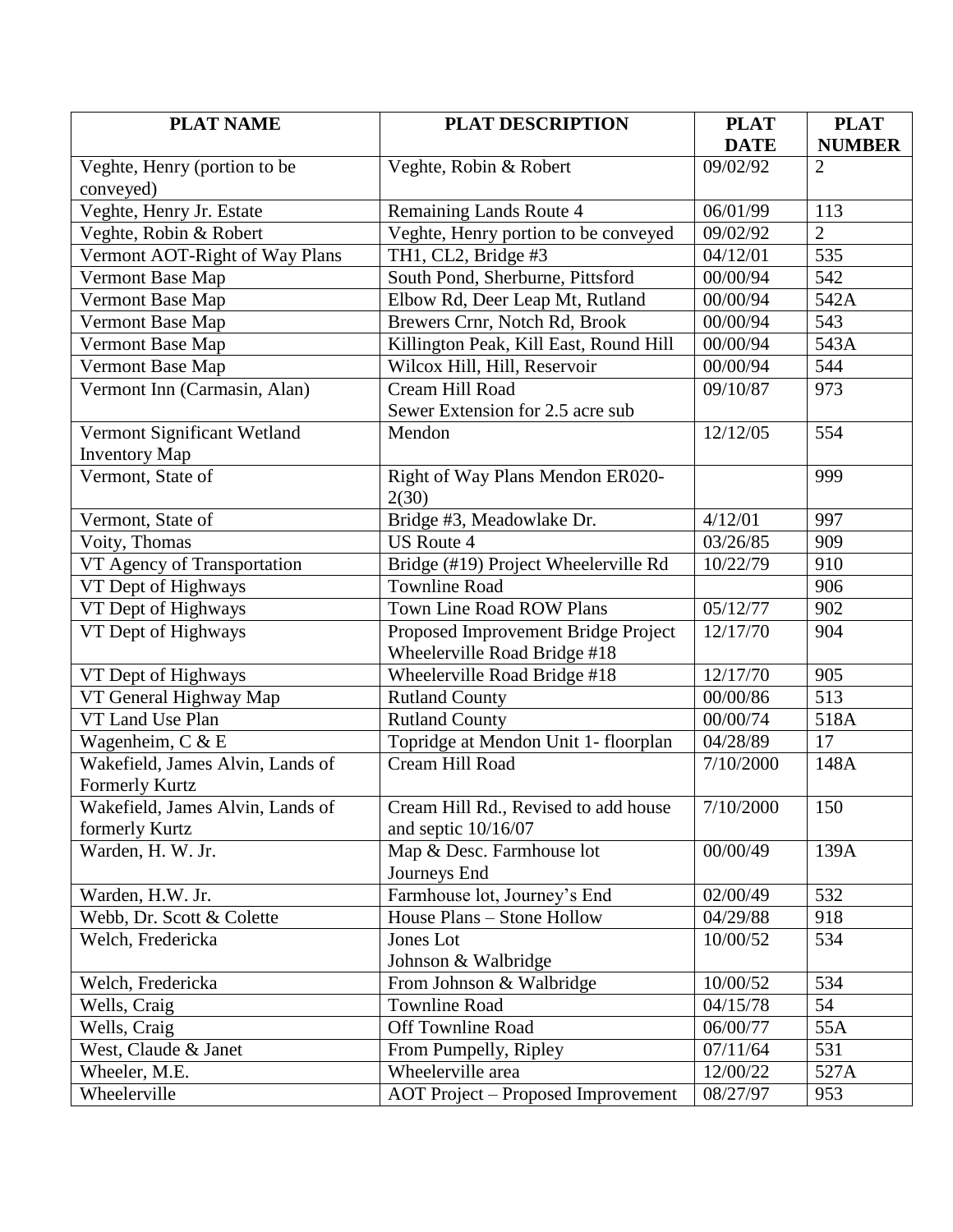| PLAT NAME | PLAT DESCRIPTION | PLAT DATE | PLAT NUMBER |
|---|---|---|---|
| Veghte, Henry (portion to be conveyed) | Veghte, Robin & Robert | 09/02/92 | 2 |
| Veghte, Henry Jr. Estate | Remaining Lands Route 4 | 06/01/99 | 113 |
| Veghte, Robin & Robert | Veghte, Henry portion to be conveyed | 09/02/92 | 2 |
| Vermont AOT-Right of Way Plans | TH1, CL2, Bridge #3 | 04/12/01 | 535 |
| Vermont Base Map | South Pond, Sherburne, Pittsford | 00/00/94 | 542 |
| Vermont Base Map | Elbow Rd, Deer Leap Mt, Rutland | 00/00/94 | 542A |
| Vermont Base Map | Brewers Crnr, Notch Rd, Brook | 00/00/94 | 543 |
| Vermont Base Map | Killington Peak, Kill East, Round Hill | 00/00/94 | 543A |
| Vermont Base Map | Wilcox Hill, Hill, Reservoir | 00/00/94 | 544 |
| Vermont Inn (Carmasin, Alan) | Cream Hill Road<br>Sewer Extension for 2.5 acre sub | 09/10/87 | 973 |
| Vermont Significant Wetland Inventory Map | Mendon | 12/12/05 | 554 |
| Vermont, State of | Right of Way Plans Mendon ER020-2(30) | | 999 |
| Vermont, State of | Bridge #3, Meadowlake Dr. | 4/12/01 | 997 |
| Voity, Thomas | US Route 4 | 03/26/85 | 909 |
| VT Agency of Transportation | Bridge (#19) Project Wheelerville Rd | 10/22/79 | 910 |
| VT Dept of Highways | Townline Road | | 906 |
| VT Dept of Highways | Town Line Road ROW Plans | 05/12/77 | 902 |
| VT Dept of Highways | Proposed Improvement Bridge Project Wheelerville Road Bridge #18 | 12/17/70 | 904 |
| VT Dept of Highways | Wheelerville Road Bridge #18 | 12/17/70 | 905 |
| VT General Highway Map | Rutland County | 00/00/86 | 513 |
| VT Land Use Plan | Rutland County | 00/00/74 | 518A |
| Wagenheim, C & E | Topridge at Mendon Unit 1- floorplan | 04/28/89 | 17 |
| Wakefield, James Alvin, Lands of Formerly Kurtz | Cream Hill Road | 7/10/2000 | 148A |
| Wakefield, James Alvin, Lands of formerly Kurtz | Cream Hill Rd., Revised to add house and septic 10/16/07 | 7/10/2000 | 150 |
| Warden, H. W. Jr. | Map & Desc. Farmhouse lot<br>Journeys End | 00/00/49 | 139A |
| Warden, H.W. Jr. | Farmhouse lot, Journey's End | 02/00/49 | 532 |
| Webb, Dr. Scott & Colette | House Plans – Stone Hollow | 04/29/88 | 918 |
| Welch, Fredericka | Jones Lot<br>Johnson & Walbridge | 10/00/52 | 534 |
| Welch, Fredericka | From Johnson & Walbridge | 10/00/52 | 534 |
| Wells, Craig | Townline Road | 04/15/78 | 54 |
| Wells, Craig | Off Townline Road | 06/00/77 | 55A |
| West, Claude & Janet | From Pumpelly, Ripley | 07/11/64 | 531 |
| Wheeler, M.E. | Wheelerville area | 12/00/22 | 527A |
| Wheelerville | AOT Project – Proposed Improvement | 08/27/97 | 953 |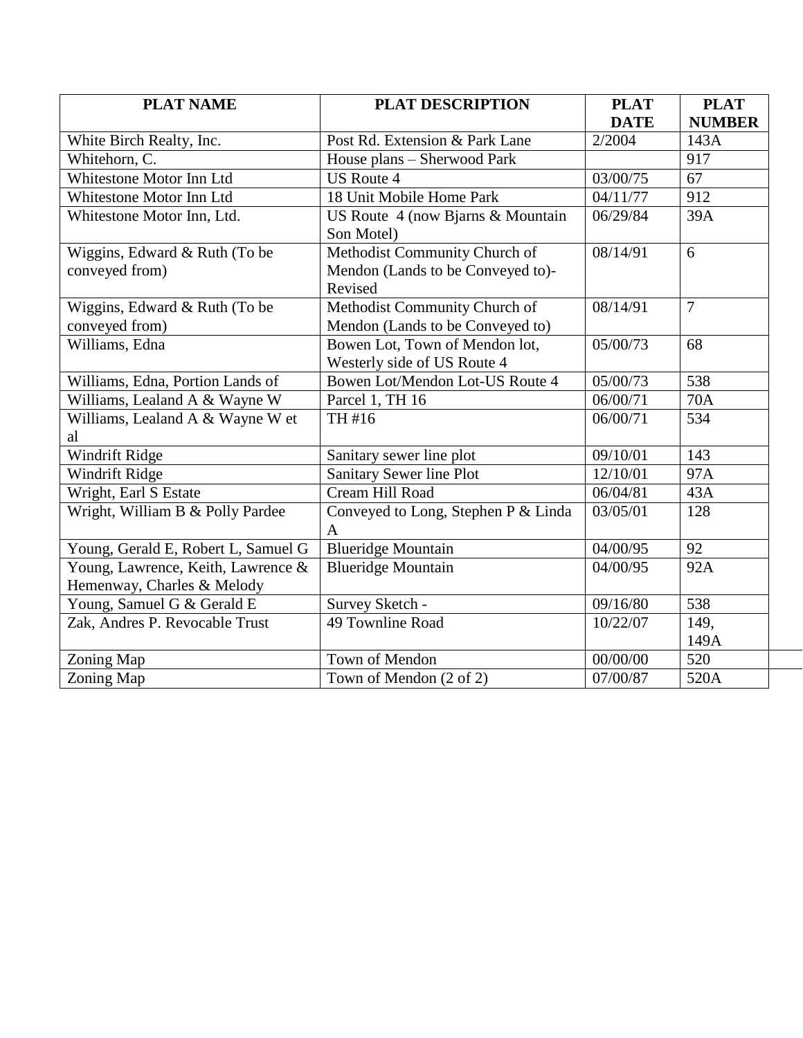| PLAT NAME | PLAT DESCRIPTION | PLAT DATE | PLAT NUMBER |
|---|---|---|---|
| White Birch Realty, Inc. | Post Rd. Extension & Park Lane | 2/2004 | 143A |
| Whitehorn, C. | House plans – Sherwood Park | | 917 |
| Whitestone Motor Inn Ltd | US Route 4 | 03/00/75 | 67 |
| Whitestone Motor Inn Ltd | 18 Unit Mobile Home Park | 04/11/77 | 912 |
| Whitestone Motor Inn, Ltd. | US Route 4 (now Bjarns & Mountain Son Motel) | 06/29/84 | 39A |
| Wiggins, Edward & Ruth (To be conveyed from) | Methodist Community Church of Mendon (Lands to be Conveyed to)-Revised | 08/14/91 | 6 |
| Wiggins, Edward & Ruth (To be conveyed from) | Methodist Community Church of Mendon (Lands to be Conveyed to) | 08/14/91 | 7 |
| Williams, Edna | Bowen Lot, Town of Mendon lot, Westerly side of US Route 4 | 05/00/73 | 68 |
| Williams, Edna, Portion Lands of | Bowen Lot/Mendon Lot-US Route 4 | 05/00/73 | 538 |
| Williams, Lealand A & Wayne W | Parcel 1, TH 16 | 06/00/71 | 70A |
| Williams, Lealand A & Wayne W et al | TH #16 | 06/00/71 | 534 |
| Windrift Ridge | Sanitary sewer line plot | 09/10/01 | 143 |
| Windrift Ridge | Sanitary Sewer line Plot | 12/10/01 | 97A |
| Wright, Earl S Estate | Cream Hill Road | 06/04/81 | 43A |
| Wright, William B & Polly Pardee | Conveyed to Long, Stephen P & Linda A | 03/05/01 | 128 |
| Young, Gerald E, Robert L, Samuel G | Blueridge Mountain | 04/00/95 | 92 |
| Young, Lawrence, Keith, Lawrence & Hemenway, Charles & Melody | Blueridge Mountain | 04/00/95 | 92A |
| Young, Samuel G & Gerald E | Survey Sketch - | 09/16/80 | 538 |
| Zak, Andres P. Revocable Trust | 49 Townline Road | 10/22/07 | 149, 149A |
| Zoning Map | Town of Mendon | 00/00/00 | 520 |
| Zoning Map | Town of Mendon (2 of 2) | 07/00/87 | 520A |